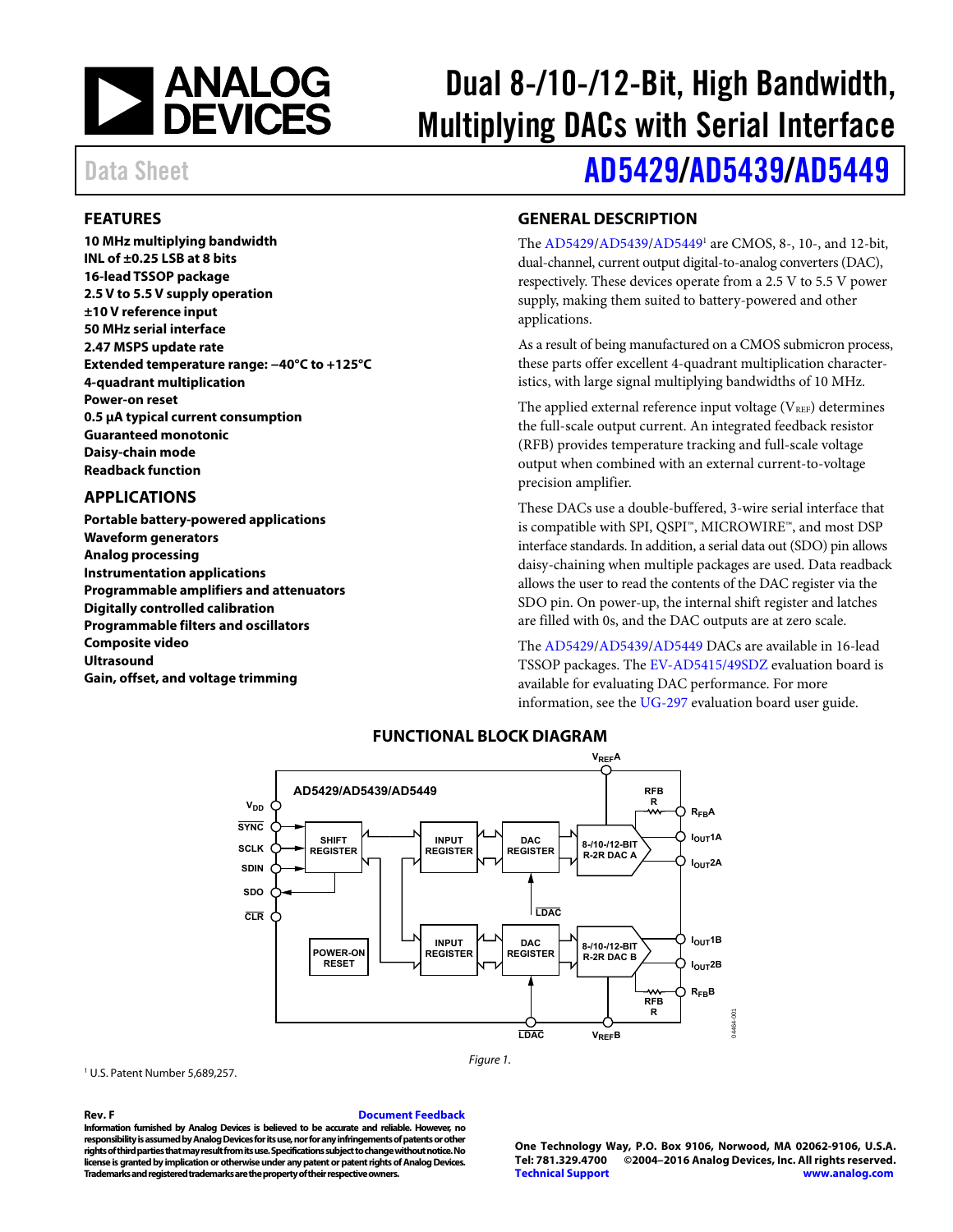# Dual 8-/10-/12-Bit, High Bandwidth, Multiplying DACs with Serial Interface

Data Sheet

# AD5429/AD5439/AD5449

## FEATURES

**10 MHz multiplying bandwidth**
**INL of ±0.25 LSB at 8 bits**
**16-lead TSSOP package**
**2.5 V to 5.5 V supply operation**
**±10 V reference input**
**50 MHz serial interface**
**2.47 MSPS update rate**
**Extended temperature range: −40°C to +125°C**
**4-quadrant multiplication**
**Power-on reset**
**0.5 µA typical current consumption**
**Guaranteed monotonic**
**Daisy-chain mode**
**Readback function**

## APPLICATIONS

**Portable battery-powered applications**
**Waveform generators**
**Analog processing**
**Instrumentation applications**
**Programmable amplifiers and attenuators**
**Digitally controlled calibration**
**Programmable filters and oscillators**
**Composite video**
**Ultrasound**
**Gain, offset, and voltage trimming**

## GENERAL DESCRIPTION

The AD5429/AD5439/AD5449[1] are CMOS, 8-, 10-, and 12-bit, dual-channel, current output digital-to-analog converters (DAC), respectively. These devices operate from a 2.5 V to 5.5 V power supply, making them suited to battery-powered and other applications.

As a result of being manufactured on a CMOS submicron process, these parts offer excellent 4-quadrant multiplication characteristics, with large signal multiplying bandwidths of 10 MHz.

The applied external reference input voltage ($V_{REF}$) determines the full-scale output current. An integrated feedback resistor (RFB) provides temperature tracking and full-scale voltage output when combined with an external current-to-voltage precision amplifier.

These DACs use a double-buffered, 3-wire serial interface that is compatible with SPI, QSPI™, MICROWIRE™, and most DSP interface standards. In addition, a serial data out (SDO) pin allows daisy-chaining when multiple packages are used. Data readback allows the user to read the contents of the DAC register via the SDO pin. On power-up, the internal shift register and latches are filled with 0s, and the DAC outputs are at zero scale.

The AD5429/AD5439/AD5449 DACs are available in 16-lead TSSOP packages. The EV-AD5415/49SDZ evaluation board is available for evaluating DAC performance. For more information, see the UG-297 evaluation board user guide.

## FUNCTIONAL BLOCK DIAGRAM

Figure 1.

[1] U.S. Patent Number 5,689,257.

Rev. F Document Feedback
Information furnished by Analog Devices is believed to be accurate and reliable. However, no responsibility is assumed by Analog Devices for its use, nor for any infringements of patents or other rights of third parties that may result from its use. Specifications subject to change without notice. No license is granted by implication or otherwise under any patent or patent rights of Analog Devices. Trademarks and registered trademarks are the property of their respective owners.

One Technology Way, P.O. Box 9106, Norwood, MA 02062-9106, U.S.A.
Tel: 781.329.4700 ©2004–2016 Analog Devices, Inc. All rights reserved.
Technical Support www.analog.com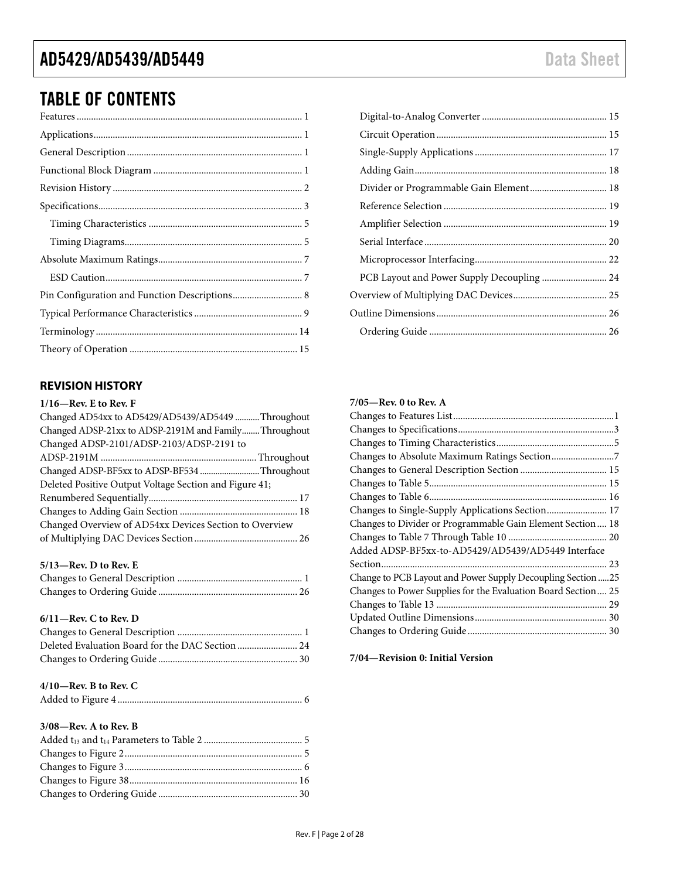## TABLE OF CONTENTS

Features ... 1
Applications ... 1
General Description ... 1
Functional Block Diagram ... 1
Revision History ... 2
Specifications ... 3
    Timing Characteristics ... 5
    Timing Diagrams ... 5
Absolute Maximum Ratings ... 7
    ESD Caution ... 7
Pin Configuration and Function Descriptions ... 8
Typical Performance Characteristics ... 9
Terminology ... 14
Theory of Operation ... 15
    Digital-to-Analog Converter ... 15
    Circuit Operation ... 15
    Single-Supply Applications ... 17
    Adding Gain ... 18
    Divider or Programmable Gain Element ... 18
    Reference Selection ... 19
    Amplifier Selection ... 19
    Serial Interface ... 20
    Microprocessor Interfacing ... 22
    PCB Layout and Power Supply Decoupling ... 24
Overview of Multiplying DAC Devices ... 25
Outline Dimensions ... 26
    Ordering Guide ... 26

## REVISION HISTORY

**1/16—Rev. E to Rev. F**

Changed AD54xx to AD5429/AD5439/AD5449 ... Throughout
Changed ADSP-21xx to ADSP-2191M and Family ... Throughout
Changed ADSP-2101/ADSP-2103/ADSP-2191 to ADSP-2191M ... Throughout
Changed ADSP-BF5xx to ADSP-BF534 ... Throughout
Deleted Positive Output Voltage Section and Figure 41; Renumbered Sequentially ... 17
Changes to Adding Gain Section ... 18
Changed Overview of AD54xx Devices Section to Overview of Multiplying DAC Devices Section ... 26

**5/13—Rev. D to Rev. E**

Changes to General Description ... 1
Changes to Ordering Guide ... 26

**6/11—Rev. C to Rev. D**

Changes to General Description ... 1
Deleted Evaluation Board for the DAC Section ... 24
Changes to Ordering Guide ... 30

**4/10—Rev. B to Rev. C**

Added to Figure 4 ... 6

**3/08—Rev. A to Rev. B**

Added $t_{13}$ and $t_{14}$ Parameters to Table 2 ... 5
Changes to Figure 2 ... 5
Changes to Figure 3 ... 6
Changes to Figure 38 ... 16
Changes to Ordering Guide ... 30

**7/05—Rev. 0 to Rev. A**

Changes to Features List ... 1
Changes to Specifications ... 3
Changes to Timing Characteristics ... 5
Changes to Absolute Maximum Ratings Section ... 7
Changes to General Description Section ... 15
Changes to Table 5 ... 15
Changes to Table 6 ... 16
Changes to Single-Supply Applications Section ... 17
Changes to Divider or Programmable Gain Element Section ... 18
Changes to Table 7 Through Table 10 ... 20
Added ADSP-BF5xx-to-AD5429/AD5439/AD5449 Interface Section ... 23
Change to PCB Layout and Power Supply Decoupling Section ... 25
Changes to Power Supplies for the Evaluation Board Section ... 25
Changes to Table 13 ... 29
Updated Outline Dimensions ... 30
Changes to Ordering Guide ... 30

**7/04—Revision 0: Initial Version**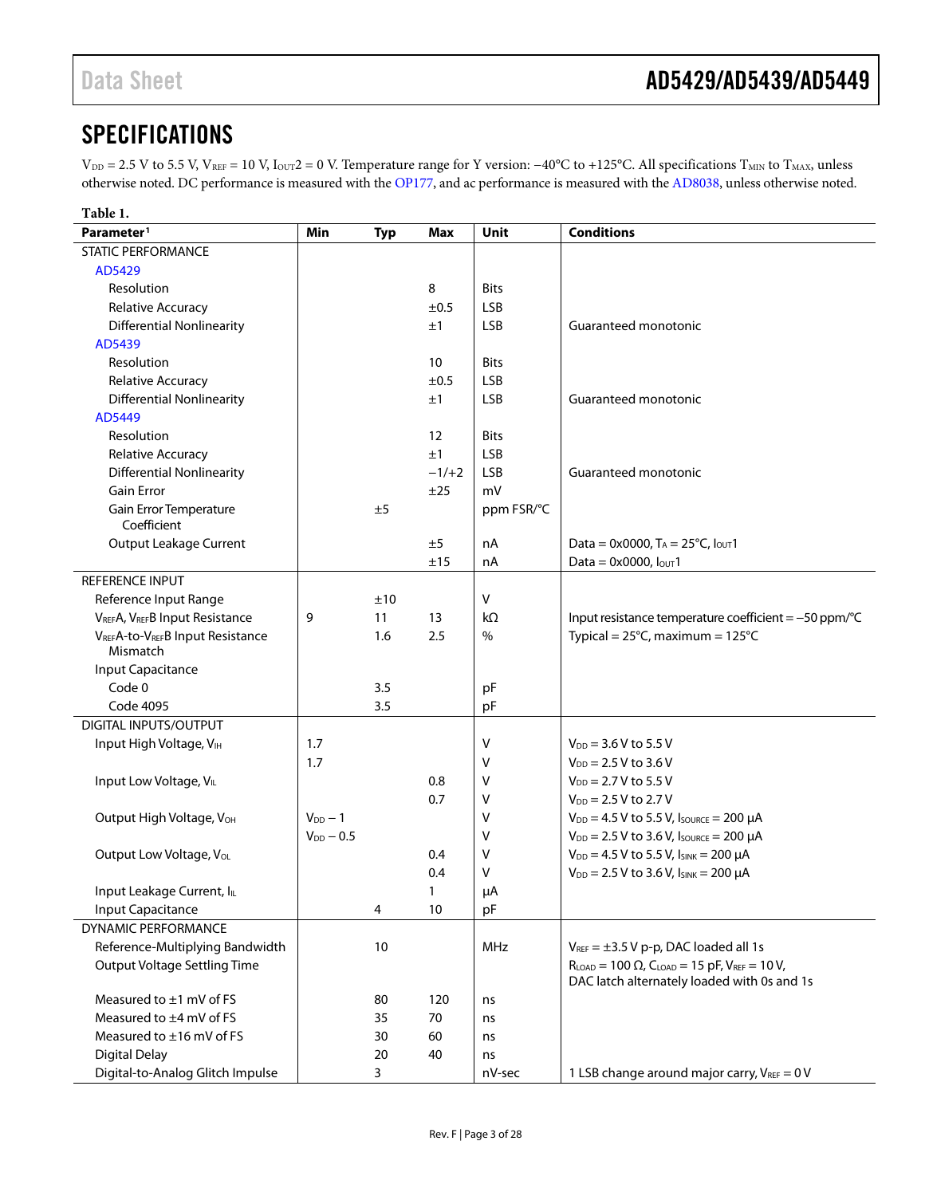# SPECIFICATIONS

$V_{DD}$ = 2.5 V to 5.5 V, $V_{REF}$ = 10 V, $I_{OUT}2$ = 0 V. Temperature range for Y version: −40°C to +125°C. All specifications $T_{MIN}$ to $T_{MAX}$, unless otherwise noted. DC performance is measured with the OP177, and ac performance is measured with the AD8038, unless otherwise noted.

**Table 1.**

| Parameter[1] | Min | Typ | Max | Unit | Conditions |
|---|---|---|---|---|---|
| STATIC PERFORMANCE | | | | | |
| AD5429 | | | | | |
| Resolution | | | 8 | Bits | |
| Relative Accuracy | | | ±0.5 | LSB | |
| Differential Nonlinearity | | | ±1 | LSB | Guaranteed monotonic |
| AD5439 | | | | | |
| Resolution | | | 10 | Bits | |
| Relative Accuracy | | | ±0.5 | LSB | |
| Differential Nonlinearity | | | ±1 | LSB | Guaranteed monotonic |
| AD5449 | | | | | |
| Resolution | | | 12 | Bits | |
| Relative Accuracy | | | ±1 | LSB | |
| Differential Nonlinearity | | | −1/+2 | LSB | Guaranteed monotonic |
| Gain Error | | | ±25 | mV | |
| Gain Error Temperature Coefficient | | ±5 | | ppm FSR/°C | |
| Output Leakage Current | | | ±5 | nA | Data = 0x0000, $T_A$ = 25°C, $I_{OUT}1$ |
| | | | ±15 | nA | Data = 0x0000, $I_{OUT}1$ |
| REFERENCE INPUT | | | | | |
| Reference Input Range | | ±10 | | V | |
| $V_{REF}A$, $V_{REF}B$ Input Resistance | 9 | 11 | 13 | kΩ | Input resistance temperature coefficient = −50 ppm/°C |
| $V_{REF}A$-to-$V_{REF}B$ Input Resistance Mismatch | | 1.6 | 2.5 | % | Typical = 25°C, maximum = 125°C |
| Input Capacitance | | | | | |
| Code 0 | | 3.5 | | pF | |
| Code 4095 | | 3.5 | | pF | |
| DIGITAL INPUTS/OUTPUT | | | | | |
| Input High Voltage, $V_{IH}$ | 1.7 | | | V | $V_{DD}$ = 3.6 V to 5.5 V |
| | 1.7 | | | V | $V_{DD}$ = 2.5 V to 3.6 V |
| Input Low Voltage, $V_{IL}$ | | | 0.8 | V | $V_{DD}$ = 2.7 V to 5.5 V |
| | | | 0.7 | V | $V_{DD}$ = 2.5 V to 2.7 V |
| Output High Voltage, $V_{OH}$ | $V_{DD}$ − 1 | | | V | $V_{DD}$ = 4.5 V to 5.5 V, $I_{SOURCE}$ = 200 µA |
| | $V_{DD}$ − 0.5 | | | V | $V_{DD}$ = 2.5 V to 3.6 V, $I_{SOURCE}$ = 200 µA |
| Output Low Voltage, $V_{OL}$ | | | 0.4 | V | $V_{DD}$ = 4.5 V to 5.5 V, $I_{SINK}$ = 200 µA |
| | | | 0.4 | V | $V_{DD}$ = 2.5 V to 3.6 V, $I_{SINK}$ = 200 µA |
| Input Leakage Current, $I_{IL}$ | | | 1 | µA | |
| Input Capacitance | | 4 | 10 | pF | |
| DYNAMIC PERFORMANCE | | | | | |
| Reference-Multiplying Bandwidth | | 10 | | MHz | $V_{REF}$ = ±3.5 V p-p, DAC loaded all 1s |
| Output Voltage Settling Time | | | | | $R_{LOAD}$ = 100 Ω, $C_{LOAD}$ = 15 pF, $V_{REF}$ = 10 V, DAC latch alternately loaded with 0s and 1s |
| Measured to ±1 mV of FS | | 80 | 120 | ns | |
| Measured to ±4 mV of FS | | 35 | 70 | ns | |
| Measured to ±16 mV of FS | | 30 | 60 | ns | |
| Digital Delay | | 20 | 40 | ns | |
| Digital-to-Analog Glitch Impulse | | 3 | | nV-sec | 1 LSB change around major carry, $V_{REF}$ = 0 V |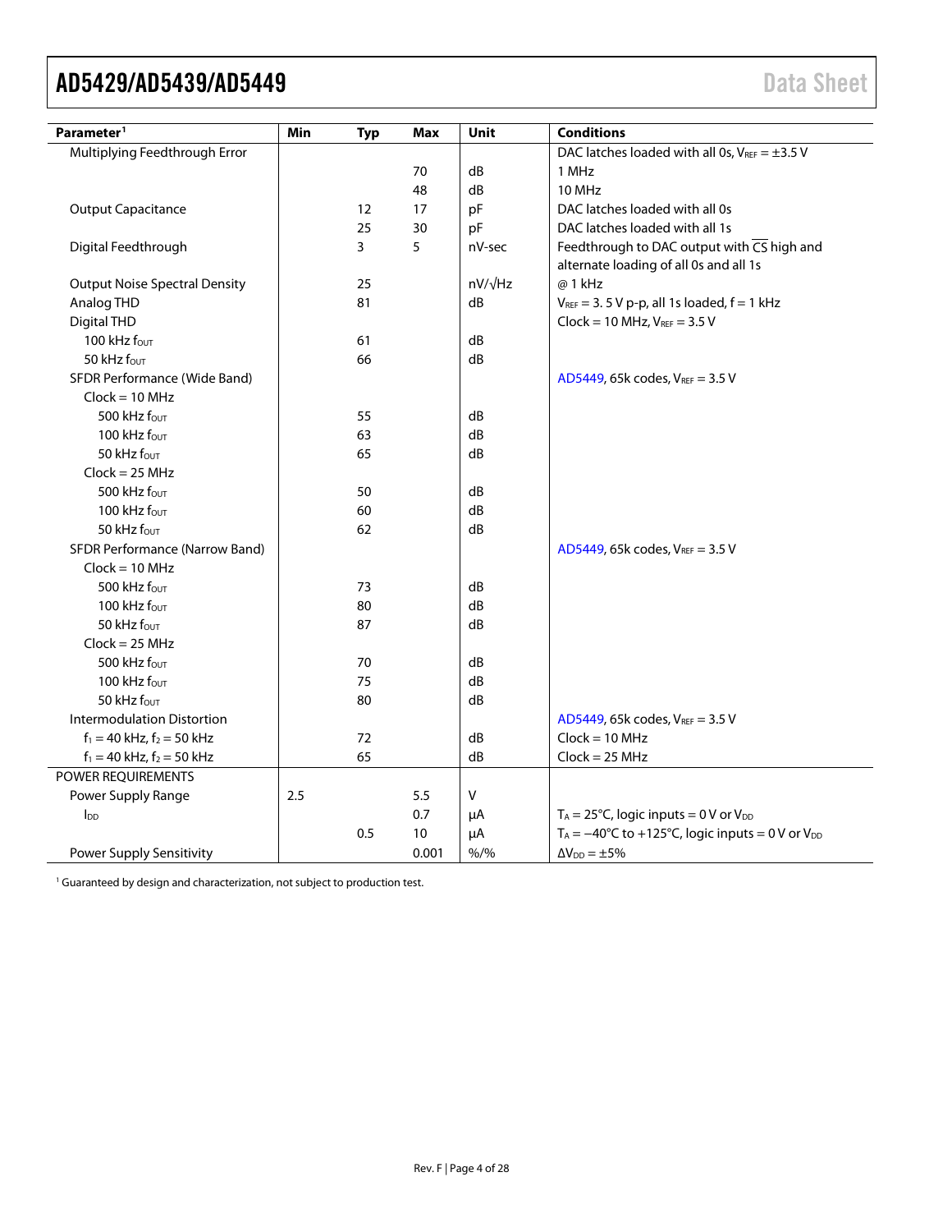| Parameter[1] | Min | Typ | Max | Unit | Conditions |
|---|---|---|---|---|---|
| Multiplying Feedthrough Error | | | | | DAC latches loaded with all 0s, $V_{REF}$ = ±3.5 V |
| | | | 70 | dB | 1 MHz |
| | | | 48 | dB | 10 MHz |
| Output Capacitance | | 12 | 17 | pF | DAC latches loaded with all 0s |
| | | 25 | 30 | pF | DAC latches loaded with all 1s |
| Digital Feedthrough | | 3 | 5 | nV-sec | Feedthrough to DAC output with $\overline{CS}$ high and alternate loading of all 0s and all 1s |
| Output Noise Spectral Density | | 25 | | nV/√Hz | @ 1 kHz |
| Analog THD | | 81 | | dB | $V_{REF}$ = 3. 5 V p-p, all 1s loaded, f = 1 kHz |
| Digital THD | | | | | Clock = 10 MHz, $V_{REF}$ = 3.5 V |
| 100 kHz $f_{OUT}$ | | 61 | | dB | |
| 50 kHz $f_{OUT}$ | | 66 | | dB | |
| SFDR Performance (Wide Band) | | | | | AD5449, 65k codes, $V_{REF}$ = 3.5 V |
| Clock = 10 MHz | | | | | |
| 500 kHz $f_{OUT}$ | | 55 | | dB | |
| 100 kHz $f_{OUT}$ | | 63 | | dB | |
| 50 kHz $f_{OUT}$ | | 65 | | dB | |
| Clock = 25 MHz | | | | | |
| 500 kHz $f_{OUT}$ | | 50 | | dB | |
| 100 kHz $f_{OUT}$ | | 60 | | dB | |
| 50 kHz $f_{OUT}$ | | 62 | | dB | |
| SFDR Performance (Narrow Band) | | | | | AD5449, 65k codes, $V_{REF}$ = 3.5 V |
| Clock = 10 MHz | | | | | |
| 500 kHz $f_{OUT}$ | | 73 | | dB | |
| 100 kHz $f_{OUT}$ | | 80 | | dB | |
| 50 kHz $f_{OUT}$ | | 87 | | dB | |
| Clock = 25 MHz | | | | | |
| 500 kHz $f_{OUT}$ | | 70 | | dB | |
| 100 kHz $f_{OUT}$ | | 75 | | dB | |
| 50 kHz $f_{OUT}$ | | 80 | | dB | |
| Intermodulation Distortion | | | | | AD5449, 65k codes, $V_{REF}$ = 3.5 V |
| $f_1$ = 40 kHz, $f_2$ = 50 kHz | | 72 | | dB | Clock = 10 MHz |
| $f_1$ = 40 kHz, $f_2$ = 50 kHz | | 65 | | dB | Clock = 25 MHz |
| POWER REQUIREMENTS | | | | | |
| Power Supply Range | 2.5 | | 5.5 | V | |
| $I_{DD}$ | | | 0.7 | µA | $T_A$ = 25°C, logic inputs = 0 V or $V_{DD}$ |
| | | 0.5 | 10 | µA | $T_A$ = −40°C to +125°C, logic inputs = 0 V or $V_{DD}$ |
| Power Supply Sensitivity | | | 0.001 | %/% | $\Delta V_{DD}$ = ±5% |

[1] Guaranteed by design and characterization, not subject to production test.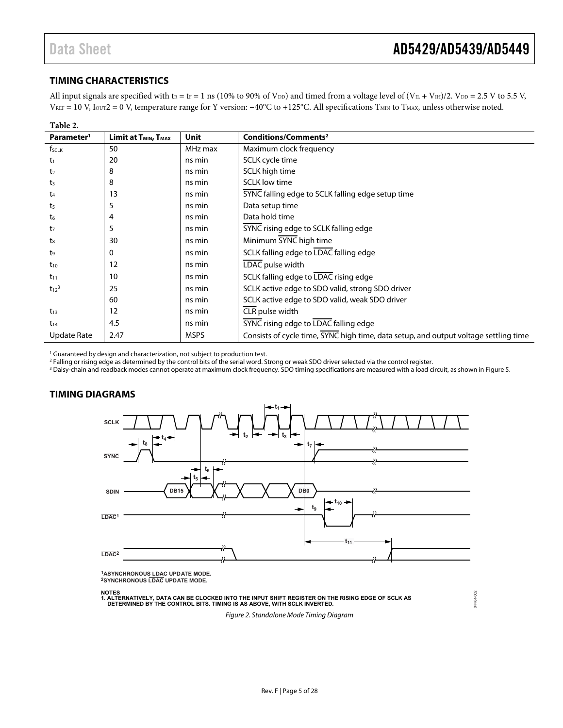## TIMING CHARACTERISTICS

All input signals are specified with $t_R = t_F = 1$ ns (10% to 90% of $V_{DD}$) and timed from a voltage level of $(V_{IL} + V_{IH})/2$. $V_{DD} = 2.5$ V to 5.5 V, $V_{REF} = 10$ V, $I_{OUT}2 = 0$ V, temperature range for Y version: −40°C to +125°C. All specifications $T_{MIN}$ to $T_{MAX}$, unless otherwise noted.

**Table 2.**

| Parameter[1] | Limit at $T_{MIN}$, $T_{MAX}$ | Unit | Conditions/Comments[2] |
|---|---|---|---|
| $f_{SCLK}$ | 50 | MHz max | Maximum clock frequency |
| $t_1$ | 20 | ns min | SCLK cycle time |
| $t_2$ | 8 | ns min | SCLK high time |
| $t_3$ | 8 | ns min | SCLK low time |
| $t_4$ | 13 | ns min | SYNC falling edge to SCLK falling edge setup time |
| $t_5$ | 5 | ns min | Data setup time |
| $t_6$ | 4 | ns min | Data hold time |
| $t_7$ | 5 | ns min | SYNC rising edge to SCLK falling edge |
| $t_8$ | 30 | ns min | Minimum SYNC high time |
| $t_9$ | 0 | ns min | SCLK falling edge to LDAC falling edge |
| $t_{10}$ | 12 | ns min | LDAC pulse width |
| $t_{11}$ | 10 | ns min | SCLK falling edge to LDAC rising edge |
| $t_{12}$[3] | 25 | ns min | SCLK active edge to SDO valid, strong SDO driver |
| | 60 | ns min | SCLK active edge to SDO valid, weak SDO driver |
| $t_{13}$ | 12 | ns min | CLR pulse width |
| $t_{14}$ | 4.5 | ns min | SYNC rising edge to LDAC falling edge |
| Update Rate | 2.47 | MSPS | Consists of cycle time, SYNC high time, data setup, and output voltage settling time |

[1] Guaranteed by design and characterization, not subject to production test.
[2] Falling or rising edge as determined by the control bits of the serial word. Strong or weak SDO driver selected via the control register.
[3] Daisy-chain and readback modes cannot operate at maximum clock frequency. SDO timing specifications are measured with a load circuit, as shown in Figure 5.

## TIMING DIAGRAMS

[1]ASYNCHRONOUS LDAC UPDATE MODE.
[2]SYNCHRONOUS LDAC UPDATE MODE.

NOTES
1. ALTERNATIVELY, DATA CAN BE CLOCKED INTO THE INPUT SHIFT REGISTER ON THE RISING EDGE OF SCLK AS DETERMINED BY THE CONTROL BITS. TIMING IS AS ABOVE, WITH SCLK INVERTED.

*Figure 2. Standalone Mode Timing Diagram*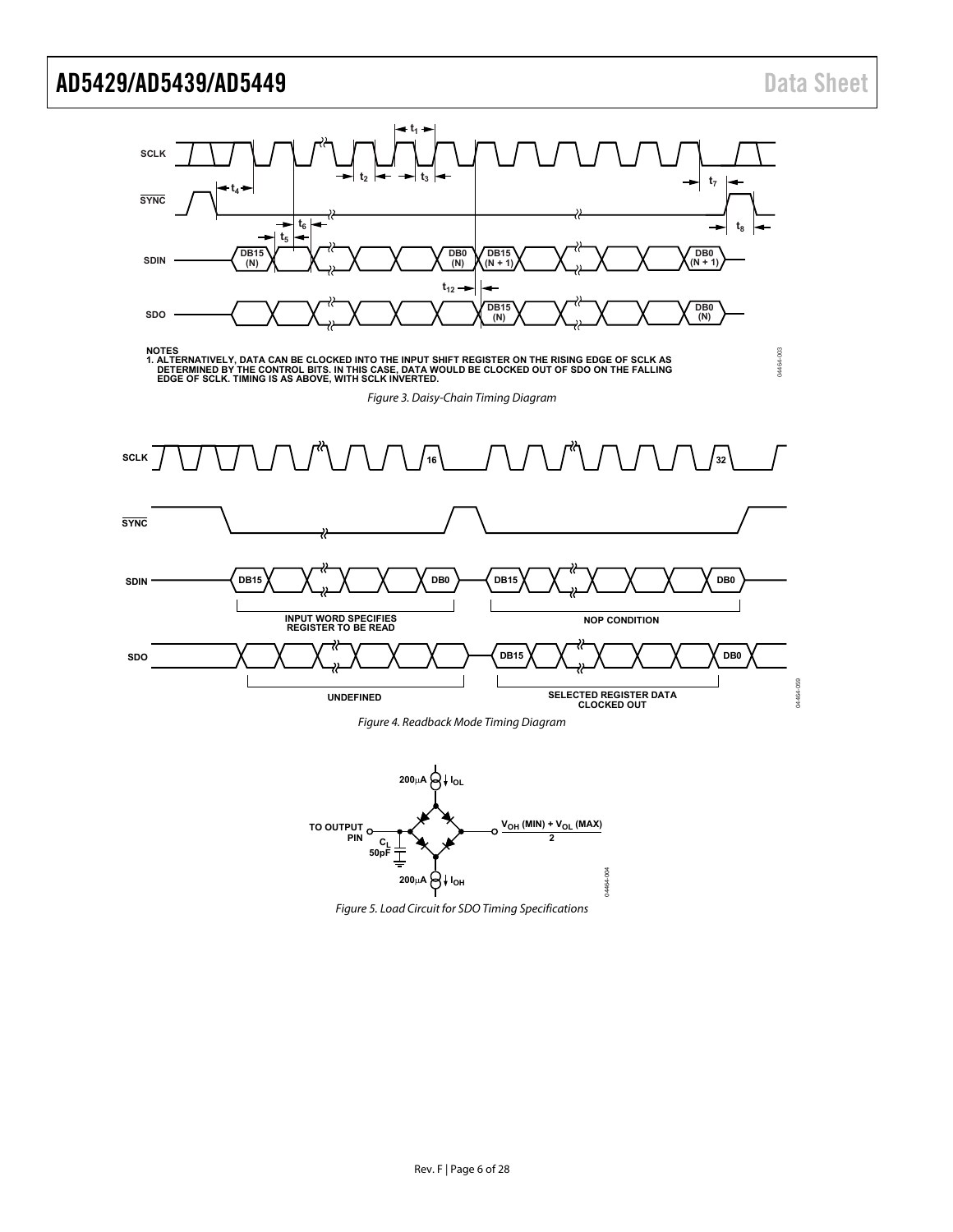NOTES
1. ALTERNATIVELY, DATA CAN BE CLOCKED INTO THE INPUT SHIFT REGISTER ON THE RISING EDGE OF SCLK AS DETERMINED BY THE CONTROL BITS. IN THIS CASE, DATA WOULD BE CLOCKED OUT OF SDO ON THE FALLING EDGE OF SCLK. TIMING IS AS ABOVE, WITH SCLK INVERTED.

*Figure 3. Daisy-Chain Timing Diagram*

*Figure 4. Readback Mode Timing Diagram*

*Figure 5. Load Circuit for SDO Timing Specifications*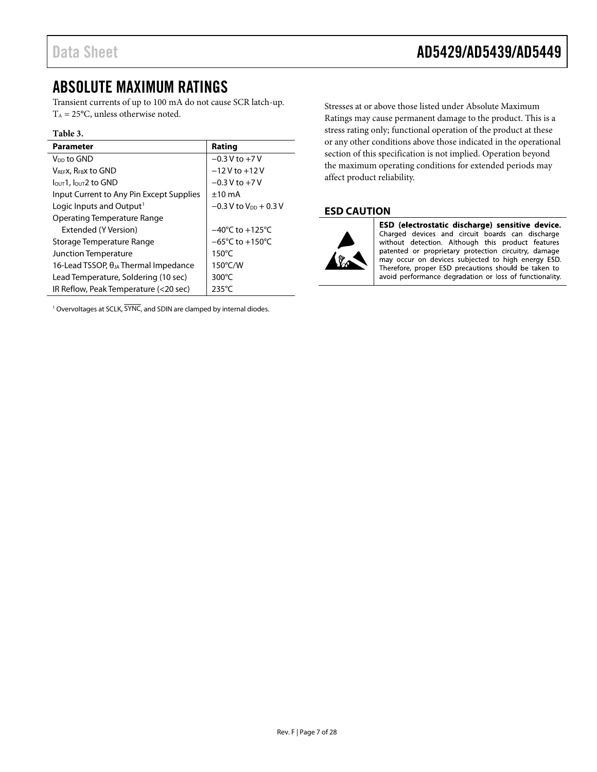## ABSOLUTE MAXIMUM RATINGS

Transient currents of up to 100 mA do not cause SCR latch-up. $T_A$ = 25°C, unless otherwise noted.

**Table 3.**

| Parameter | Rating |
|---|---|
| $V_{DD}$ to GND | −0.3 V to +7 V |
| $V_{REF}$x, $R_{FB}$x to GND | −12 V to +12 V |
| $I_{OUT}1$, $I_{OUT}2$ to GND | −0.3 V to +7 V |
| Input Current to Any Pin Except Supplies | ±10 mA |
| Logic Inputs and Output[1] | −0.3 V to $V_{DD}$ + 0.3 V |
| Operating Temperature Range | |
| Extended (Y Version) | −40°C to +125°C |
| Storage Temperature Range | −65°C to +150°C |
| Junction Temperature | 150°C |
| 16-Lead TSSOP, $\theta_{JA}$ Thermal Impedance | 150°C/W |
| Lead Temperature, Soldering (10 sec) | 300°C |
| IR Reflow, Peak Temperature (<20 sec) | 235°C |

[1] Overvoltages at SCLK, $\overline{SYNC}$, and SDIN are clamped by internal diodes.

Stresses at or above those listed under Absolute Maximum Ratings may cause permanent damage to the product. This is a stress rating only; functional operation of the product at these or any other conditions above those indicated in the operational section of this specification is not implied. Operation beyond the maximum operating conditions for extended periods may affect product reliability.

### ESD CAUTION

**ESD (electrostatic discharge) sensitive device.** Charged devices and circuit boards can discharge without detection. Although this product features patented or proprietary protection circuitry, damage may occur on devices subjected to high energy ESD. Therefore, proper ESD precautions should be taken to avoid performance degradation or loss of functionality.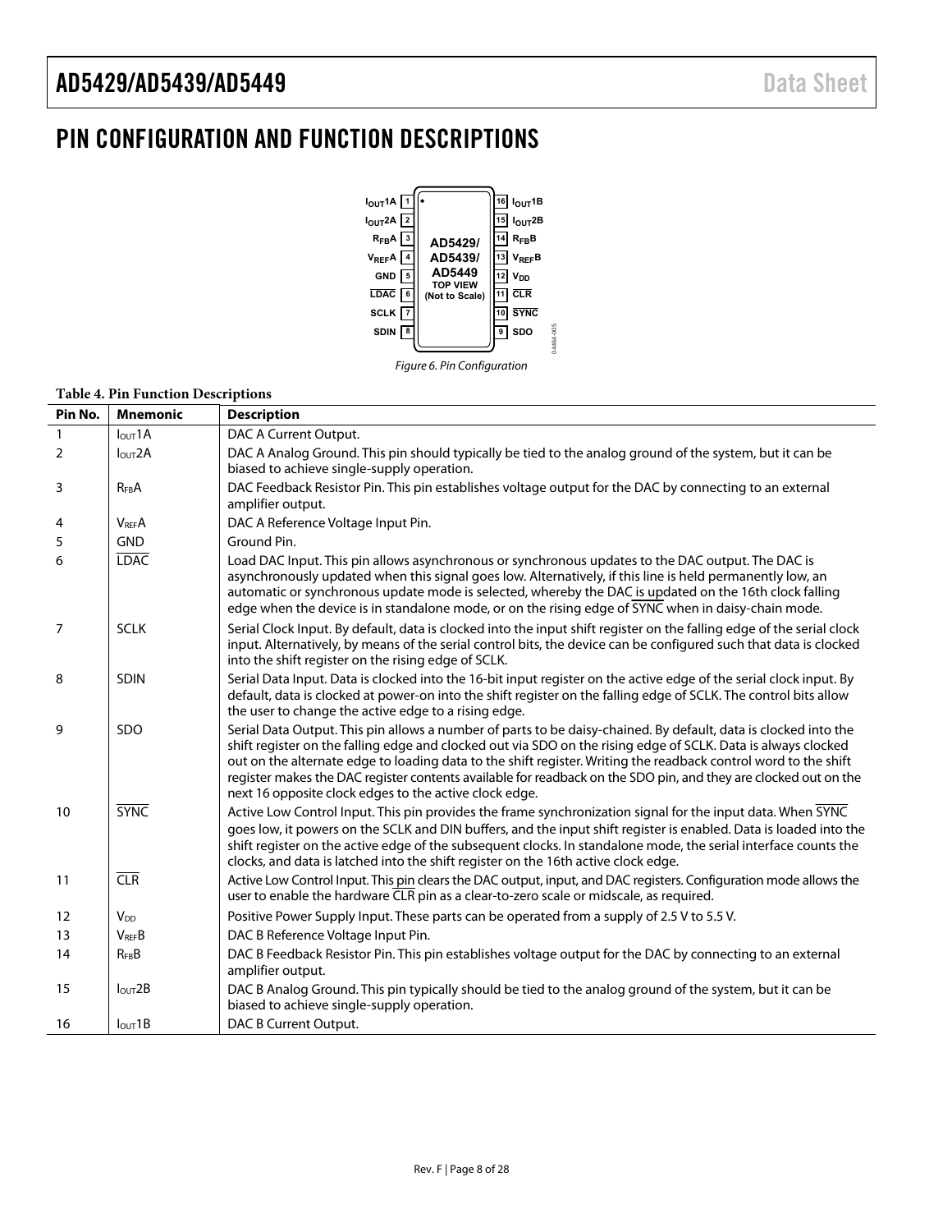# PIN CONFIGURATION AND FUNCTION DESCRIPTIONS

Figure 6. Pin Configuration

**Table 4. Pin Function Descriptions**

| Pin No. | Mnemonic | Description |
|---|---|---|
| 1 | $I_{OUT}1A$ | DAC A Current Output. |
| 2 | $I_{OUT}2A$ | DAC A Analog Ground. This pin should typically be tied to the analog ground of the system, but it can be biased to achieve single-supply operation. |
| 3 | $R_{FB}A$ | DAC Feedback Resistor Pin. This pin establishes voltage output for the DAC by connecting to an external amplifier output. |
| 4 | $V_{REF}A$ | DAC A Reference Voltage Input Pin. |
| 5 | GND | Ground Pin. |
| 6 | $\overline{LDAC}$ | Load DAC Input. This pin allows asynchronous or synchronous updates to the DAC output. The DAC is asynchronously updated when this signal goes low. Alternatively, if this line is held permanently low, an automatic or synchronous update mode is selected, whereby the DAC is updated on the 16th clock falling edge when the device is in standalone mode, or on the rising edge of $\overline{SYNC}$ when in daisy-chain mode. |
| 7 | SCLK | Serial Clock Input. By default, data is clocked into the input shift register on the falling edge of the serial clock input. Alternatively, by means of the serial control bits, the device can be configured such that data is clocked into the shift register on the rising edge of SCLK. |
| 8 | SDIN | Serial Data Input. Data is clocked into the 16-bit input register on the active edge of the serial clock input. By default, data is clocked at power-on into the shift register on the falling edge of SCLK. The control bits allow the user to change the active edge to a rising edge. |
| 9 | SDO | Serial Data Output. This pin allows a number of parts to be daisy-chained. By default, data is clocked into the shift register on the falling edge and clocked out via SDO on the rising edge of SCLK. Data is always clocked out on the alternate edge to loading data to the shift register. Writing the readback control word to the shift register makes the DAC register contents available for readback on the SDO pin, and they are clocked out on the next 16 opposite clock edges to the active clock edge. |
| 10 | $\overline{SYNC}$ | Active Low Control Input. This pin provides the frame synchronization signal for the input data. When $\overline{SYNC}$ goes low, it powers on the SCLK and DIN buffers, and the input shift register is enabled. Data is loaded into the shift register on the active edge of the subsequent clocks. In standalone mode, the serial interface counts the clocks, and data is latched into the shift register on the 16th active clock edge. |
| 11 | $\overline{CLR}$ | Active Low Control Input. This pin clears the DAC output, input, and DAC registers. Configuration mode allows the user to enable the hardware $\overline{CLR}$ pin as a clear-to-zero scale or midscale, as required. |
| 12 | $V_{DD}$ | Positive Power Supply Input. These parts can be operated from a supply of 2.5 V to 5.5 V. |
| 13 | $V_{REF}B$ | DAC B Reference Voltage Input Pin. |
| 14 | $R_{FB}B$ | DAC B Feedback Resistor Pin. This pin establishes voltage output for the DAC by connecting to an external amplifier output. |
| 15 | $I_{OUT}2B$ | DAC B Analog Ground. This pin typically should be tied to the analog ground of the system, but it can be biased to achieve single-supply operation. |
| 16 | $I_{OUT}1B$ | DAC B Current Output. |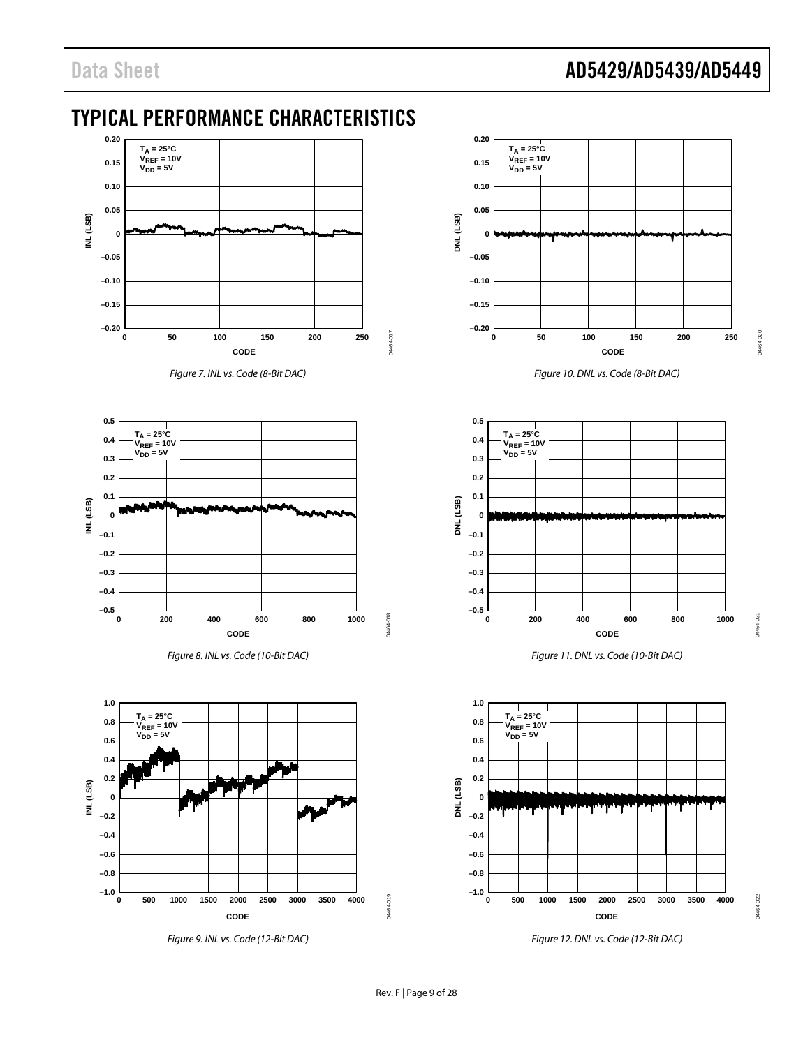# TYPICAL PERFORMANCE CHARACTERISTICS

Figure 7. INL vs. Code (8-Bit DAC)

Figure 8. INL vs. Code (10-Bit DAC)

Figure 9. INL vs. Code (12-Bit DAC)

Figure 10. DNL vs. Code (8-Bit DAC)

Figure 11. DNL vs. Code (10-Bit DAC)

Figure 12. DNL vs. Code (12-Bit DAC)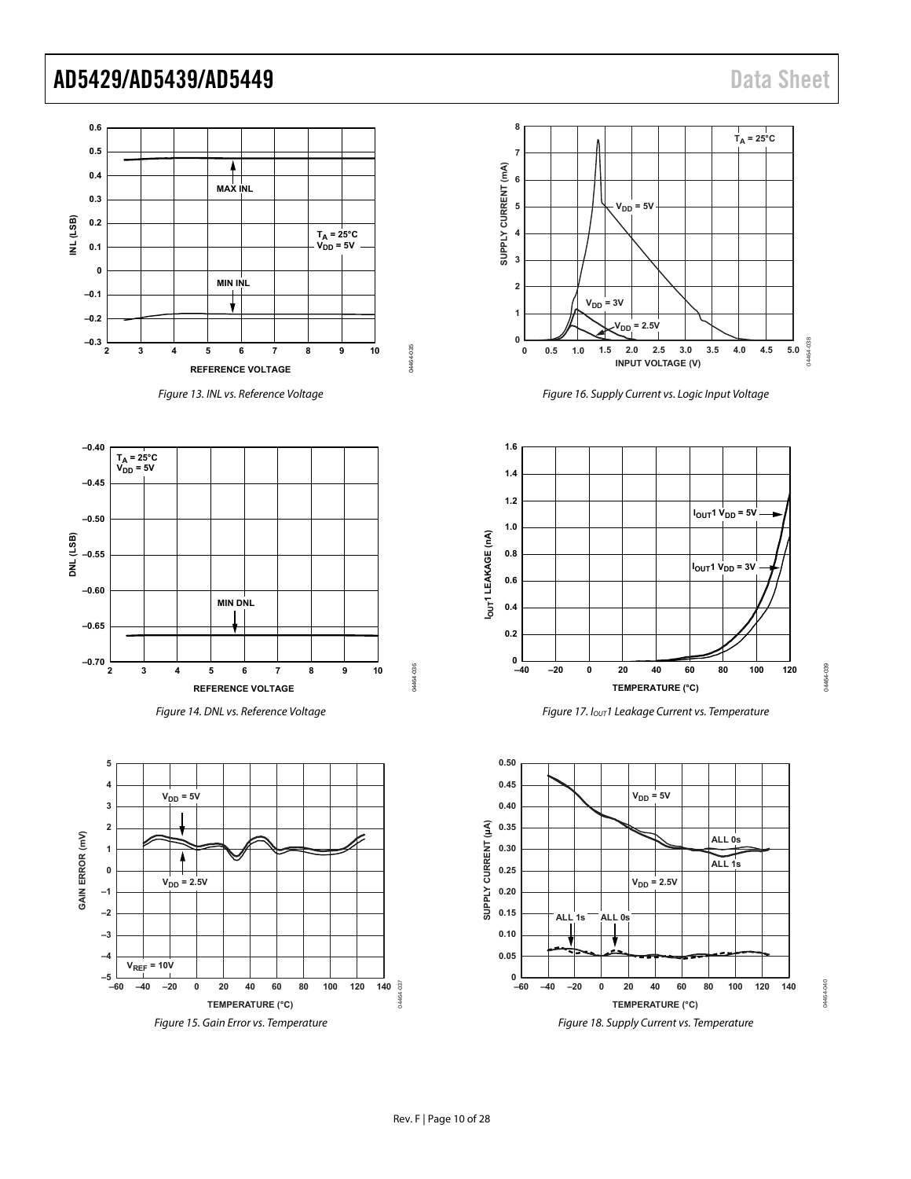Figure 13. INL vs. Reference Voltage

Figure 14. DNL vs. Reference Voltage

Figure 15. Gain Error vs. Temperature

Figure 16. Supply Current vs. Logic Input Voltage

Figure 17. $I_{OUT}1$ Leakage Current vs. Temperature

Figure 18. Supply Current vs. Temperature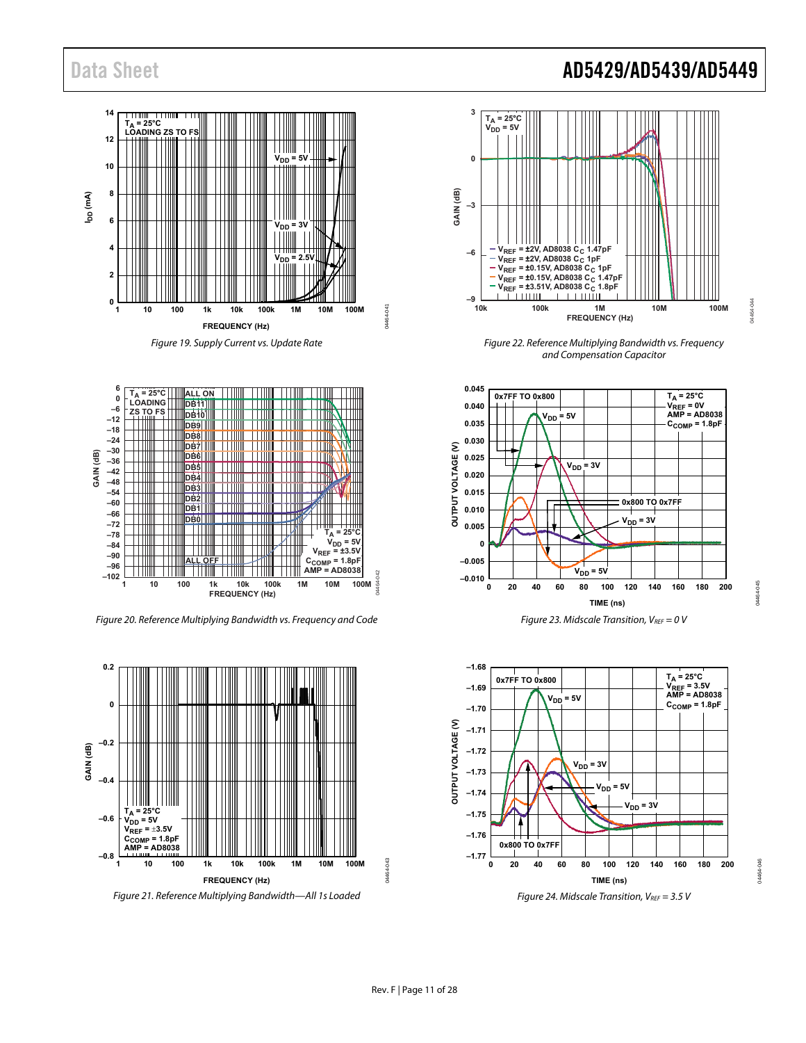Figure 19. Supply Current vs. Update Rate

Figure 20. Reference Multiplying Bandwidth vs. Frequency and Code

Figure 21. Reference Multiplying Bandwidth—All 1s Loaded

Figure 22. Reference Multiplying Bandwidth vs. Frequency and Compensation Capacitor

Figure 23. Midscale Transition, $V_{REF} = 0$ V

Figure 24. Midscale Transition, $V_{REF} = 3.5$ V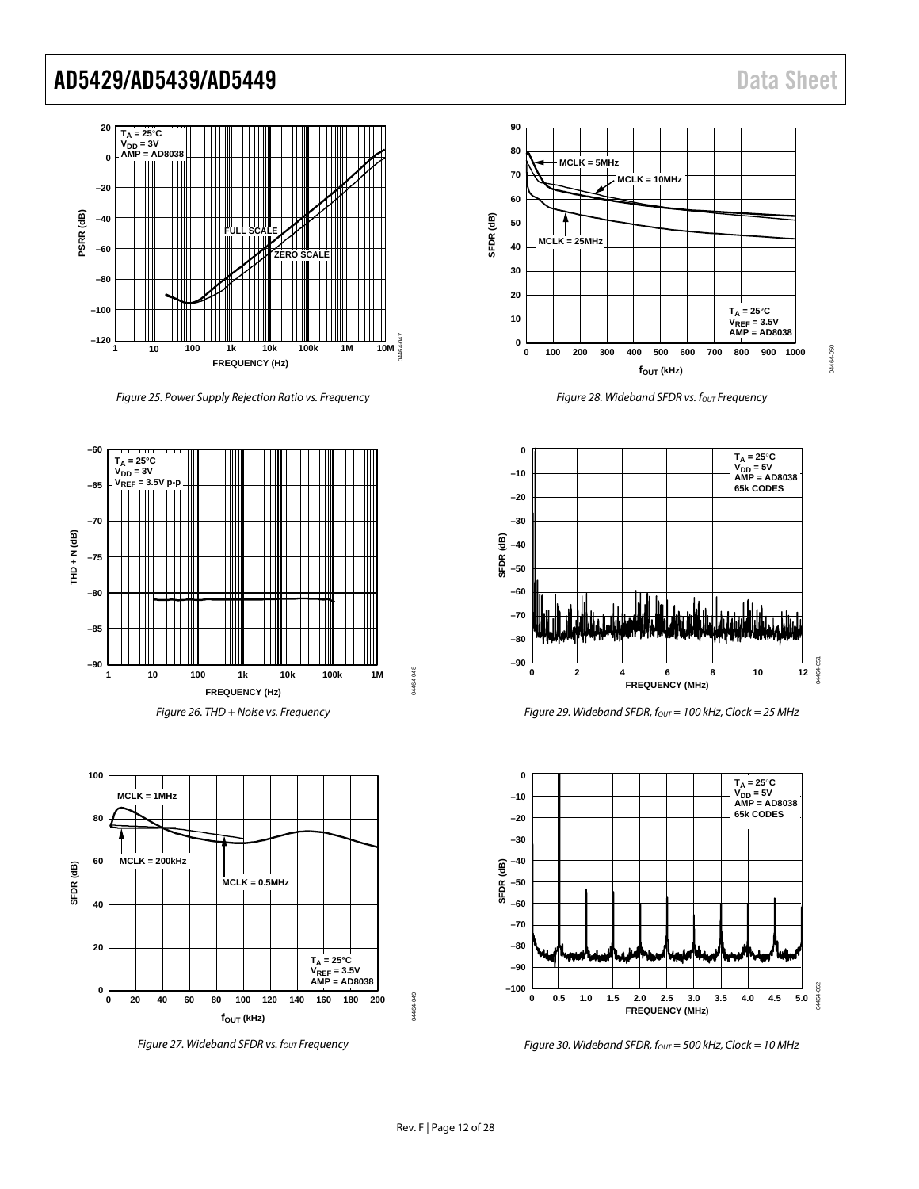Figure 25. Power Supply Rejection Ratio vs. Frequency

Figure 26. THD + Noise vs. Frequency

Figure 27. Wideband SFDR vs. $f_{OUT}$ Frequency

Figure 28. Wideband SFDR vs. $f_{OUT}$ Frequency

Figure 29. Wideband SFDR, $f_{OUT}$ = 100 kHz, Clock = 25 MHz

Figure 30. Wideband SFDR, $f_{OUT}$ = 500 kHz, Clock = 10 MHz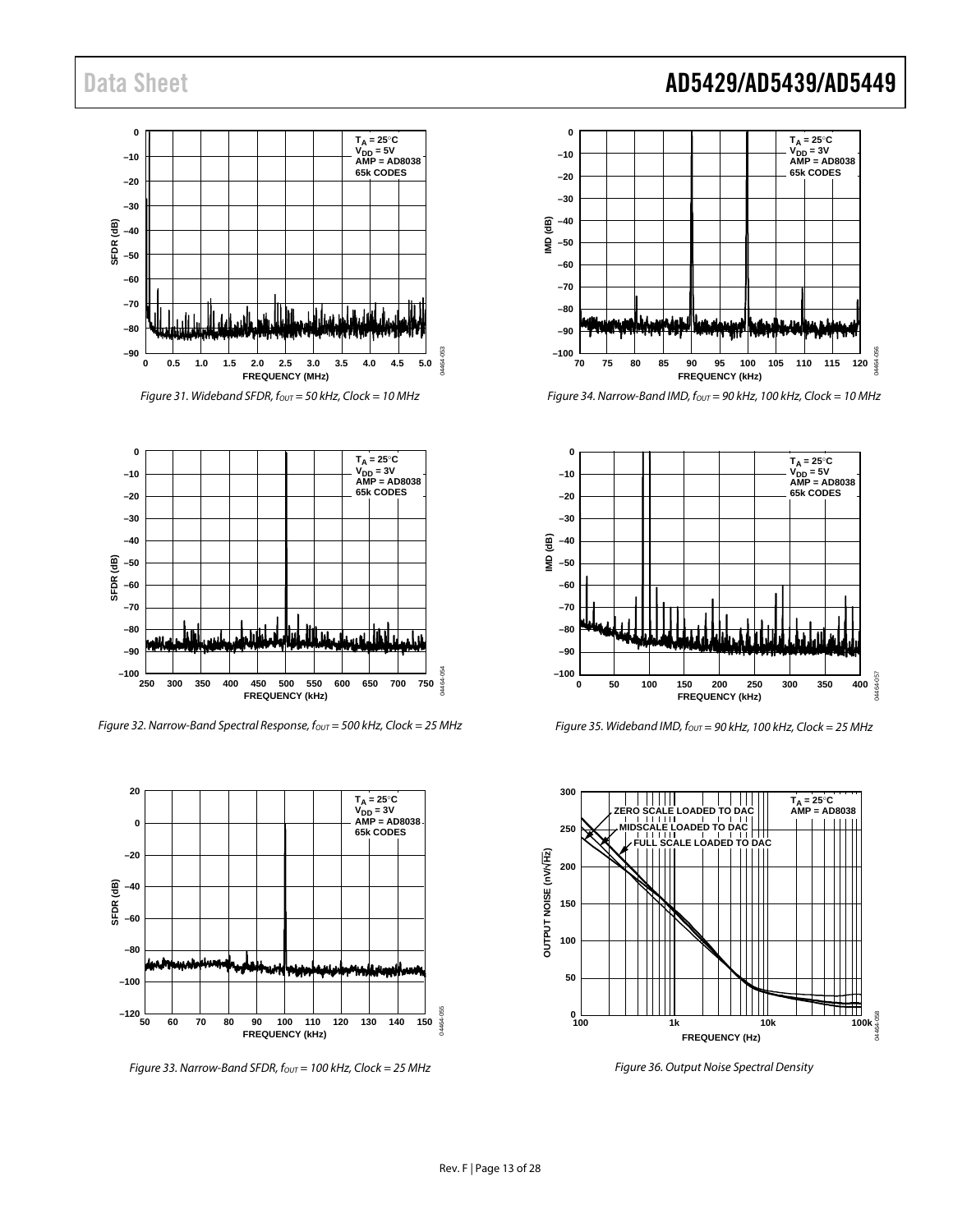Figure 31. Wideband SFDR, $f_{OUT}$ = 50 kHz, Clock = 10 MHz

Figure 32. Narrow-Band Spectral Response, $f_{OUT}$ = 500 kHz, Clock = 25 MHz

Figure 33. Narrow-Band SFDR, $f_{OUT}$ = 100 kHz, Clock = 25 MHz

Figure 34. Narrow-Band IMD, $f_{OUT}$ = 90 kHz, 100 kHz, Clock = 10 MHz

Figure 35. Wideband IMD, $f_{OUT}$ = 90 kHz, 100 kHz, Clock = 25 MHz

Figure 36. Output Noise Spectral Density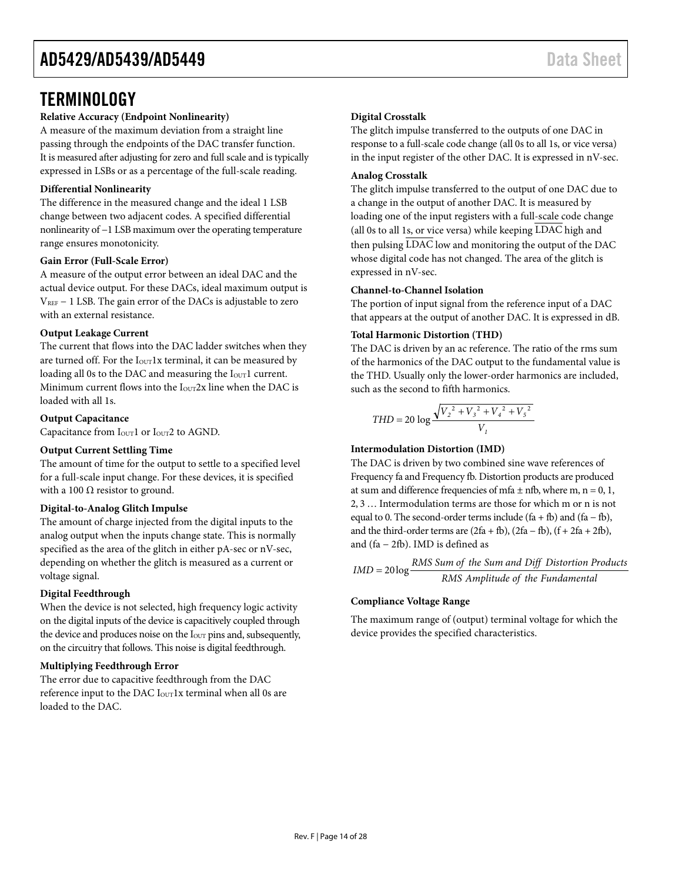## TERMINOLOGY

**Relative Accuracy (Endpoint Nonlinearity)**

A measure of the maximum deviation from a straight line passing through the endpoints of the DAC transfer function. It is measured after adjusting for zero and full scale and is typically expressed in LSBs or as a percentage of the full-scale reading.

**Differential Nonlinearity**

The difference in the measured change and the ideal 1 LSB change between two adjacent codes. A specified differential nonlinearity of −1 LSB maximum over the operating temperature range ensures monotonicity.

**Gain Error (Full-Scale Error)**

A measure of the output error between an ideal DAC and the actual device output. For these DACs, ideal maximum output is $V_{REF}$ − 1 LSB. The gain error of the DACs is adjustable to zero with an external resistance.

**Output Leakage Current**

The current that flows into the DAC ladder switches when they are turned off. For the $I_{OUT}1x$ terminal, it can be measured by loading all 0s to the DAC and measuring the $I_{OUT}1$ current. Minimum current flows into the $I_{OUT}2x$ line when the DAC is loaded with all 1s.

**Output Capacitance**

Capacitance from $I_{OUT}1$ or $I_{OUT}2$ to AGND.

**Output Current Settling Time**

The amount of time for the output to settle to a specified level for a full-scale input change. For these devices, it is specified with a 100 Ω resistor to ground.

**Digital-to-Analog Glitch Impulse**

The amount of charge injected from the digital inputs to the analog output when the inputs change state. This is normally specified as the area of the glitch in either pA-sec or nV-sec, depending on whether the glitch is measured as a current or voltage signal.

**Digital Feedthrough**

When the device is not selected, high frequency logic activity on the digital inputs of the device is capacitively coupled through the device and produces noise on the $I_{OUT}$ pins and, subsequently, on the circuitry that follows. This noise is digital feedthrough.

**Multiplying Feedthrough Error**

The error due to capacitive feedthrough from the DAC reference input to the DAC $I_{OUT}1x$ terminal when all 0s are loaded to the DAC.

**Digital Crosstalk**

The glitch impulse transferred to the outputs of one DAC in response to a full-scale code change (all 0s to all 1s, or vice versa) in the input register of the other DAC. It is expressed in nV-sec.

**Analog Crosstalk**

The glitch impulse transferred to the output of one DAC due to a change in the output of another DAC. It is measured by loading one of the input registers with a full-scale code change (all 0s to all 1s, or vice versa) while keeping $\overline{LDAC}$ high and then pulsing $\overline{LDAC}$ low and monitoring the output of the DAC whose digital code has not changed. The area of the glitch is expressed in nV-sec.

**Channel-to-Channel Isolation**

The portion of input signal from the reference input of a DAC that appears at the output of another DAC. It is expressed in dB.

**Total Harmonic Distortion (THD)**

The DAC is driven by an ac reference. The ratio of the rms sum of the harmonics of the DAC output to the fundamental value is the THD. Usually only the lower-order harmonics are included, such as the second to fifth harmonics.

$$THD = 20 \log \frac{\sqrt{V_2^2 + V_3^2 + V_4^2 + V_5^2}}{V_1}$$

**Intermodulation Distortion (IMD)**

The DAC is driven by two combined sine wave references of Frequency fa and Frequency fb. Distortion products are produced at sum and difference frequencies of mfa ± nfb, where m, n = 0, 1, 2, 3 … Intermodulation terms are those for which m or n is not equal to 0. The second-order terms include (fa + fb) and (fa − fb), and the third-order terms are (2fa + fb), (2fa − fb), (f + 2fa + 2fb), and (fa − 2fb). IMD is defined as

$$IMD = 20 \log \frac{RMS\ Sum\ of\ the\ Sum\ and\ Diff\ Distortion\ Products}{RMS\ Amplitude\ of\ the\ Fundamental}$$

**Compliance Voltage Range**

The maximum range of (output) terminal voltage for which the device provides the specified characteristics.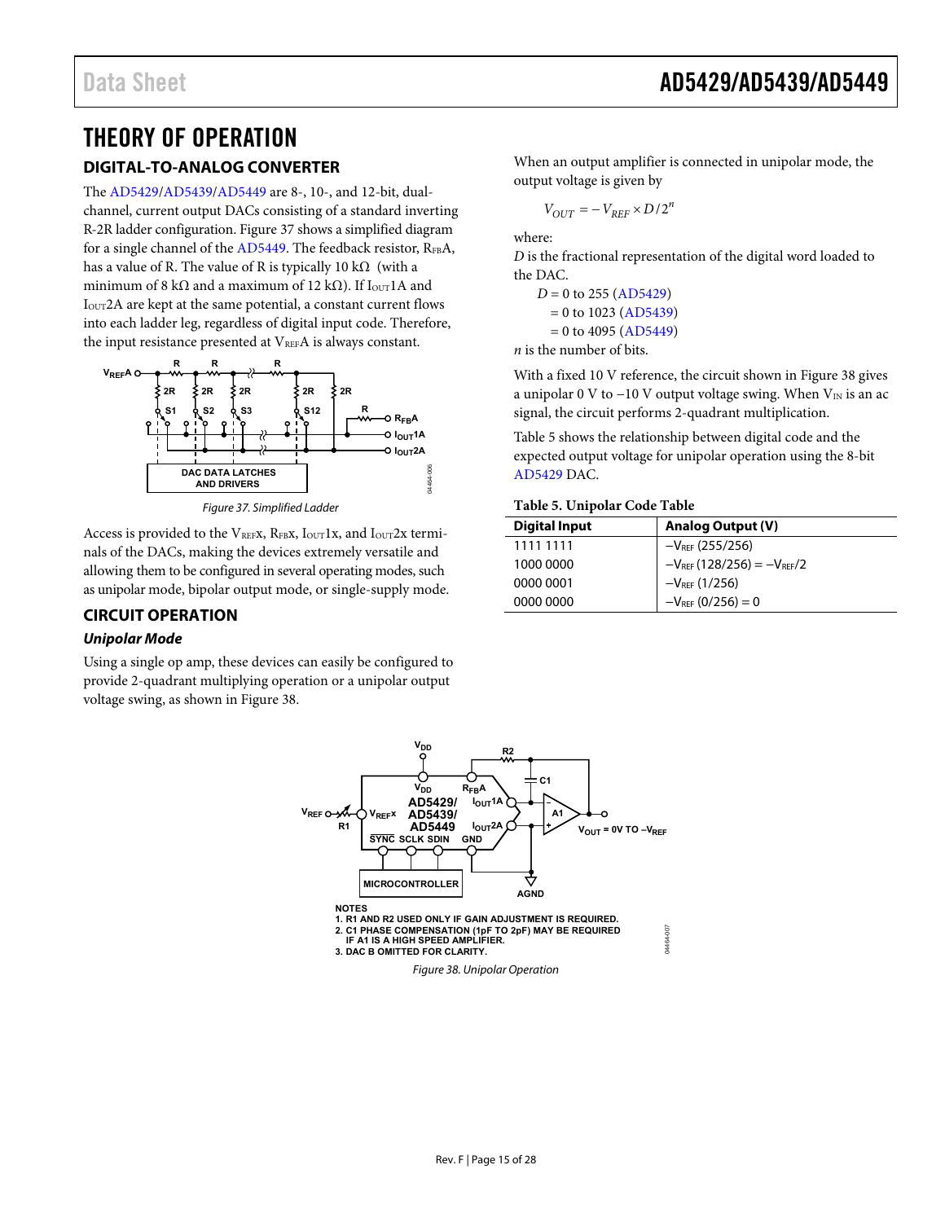# THEORY OF OPERATION

## DIGITAL-TO-ANALOG CONVERTER

The AD5429/AD5439/AD5449 are 8-, 10-, and 12-bit, dual-channel, current output DACs consisting of a standard inverting R-2R ladder configuration. Figure 37 shows a simplified diagram for a single channel of the AD5449. The feedback resistor, $R_{FB}A$, has a value of R. The value of R is typically 10 kΩ (with a minimum of 8 kΩ and a maximum of 12 kΩ). If $I_{OUT}1A$ and $I_{OUT}2A$ are kept at the same potential, a constant current flows into each ladder leg, regardless of digital input code. Therefore, the input resistance presented at $V_{REF}A$ is always constant.

Figure 37. Simplified Ladder

Access is provided to the $V_{REF}x$, $R_{FB}x$, $I_{OUT}1x$, and $I_{OUT}2x$ terminals of the DACs, making the devices extremely versatile and allowing them to be configured in several operating modes, such as unipolar mode, bipolar output mode, or single-supply mode.

## CIRCUIT OPERATION

### *Unipolar Mode*

Using a single op amp, these devices can easily be configured to provide 2-quadrant multiplying operation or a unipolar output voltage swing, as shown in Figure 38.

When an output amplifier is connected in unipolar mode, the output voltage is given by

$$V_{OUT} = -V_{REF} \times D/2^n$$

where:
$D$ is the fractional representation of the digital word loaded to the DAC.

$D$ = 0 to 255 (AD5429)
= 0 to 1023 (AD5439)
= 0 to 4095 (AD5449)

$n$ is the number of bits.

With a fixed 10 V reference, the circuit shown in Figure 38 gives a unipolar 0 V to −10 V output voltage swing. When $V_{IN}$ is an ac signal, the circuit performs 2-quadrant multiplication.

Table 5 shows the relationship between digital code and the expected output voltage for unipolar operation using the 8-bit AD5429 DAC.

**Table 5. Unipolar Code Table**

| Digital Input | Analog Output (V) |
|---|---|
| 1111 1111 | $-V_{REF}$ (255/256) |
| 1000 0000 | $-V_{REF}$ (128/256) = $-V_{REF}/2$ |
| 0000 0001 | $-V_{REF}$ (1/256) |
| 0000 0000 | $-V_{REF}$ (0/256) = 0 |

NOTES
1. R1 AND R2 USED ONLY IF GAIN ADJUSTMENT IS REQUIRED.
2. C1 PHASE COMPENSATION (1pF TO 2pF) MAY BE REQUIRED IF A1 IS A HIGH SPEED AMPLIFIER.
3. DAC B OMITTED FOR CLARITY.

Figure 38. Unipolar Operation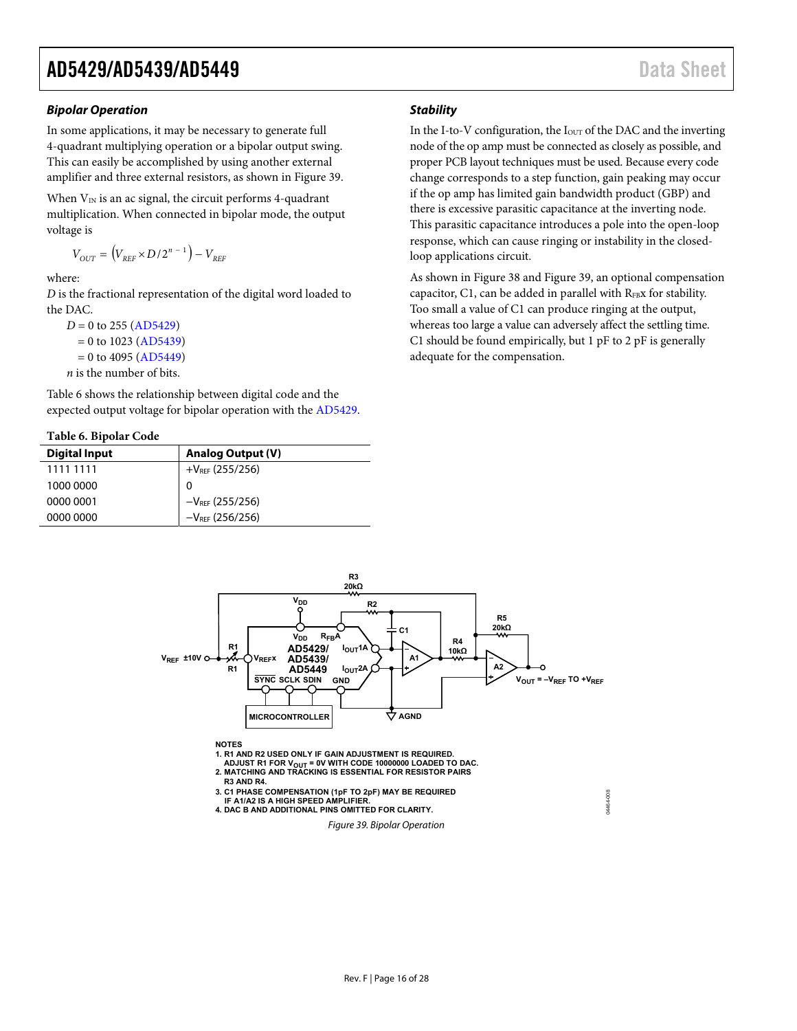### Bipolar Operation

In some applications, it may be necessary to generate full 4-quadrant multiplying operation or a bipolar output swing. This can easily be accomplished by using another external amplifier and three external resistors, as shown in Figure 39.

When $V_{IN}$ is an ac signal, the circuit performs 4-quadrant multiplication. When connected in bipolar mode, the output voltage is

$$V_{OUT} = \left(V_{REF} \times D/2^{n-1}\right) - V_{REF}$$

where:

$D$ is the fractional representation of the digital word loaded to the DAC.

$D$ = 0 to 255 (AD5429)
= 0 to 1023 (AD5439)
= 0 to 4095 (AD5449)

$n$ is the number of bits.

Table 6 shows the relationship between digital code and the expected output voltage for bipolar operation with the AD5429.

**Table 6. Bipolar Code**

| Digital Input | Analog Output (V) |
| --- | --- |
| 1111 1111 | $+V_{REF}$ (255/256) |
| 1000 0000 | 0 |
| 0000 0001 | $-V_{REF}$ (255/256) |
| 0000 0000 | $-V_{REF}$ (256/256) |

### Stability

In the I-to-V configuration, the $I_{OUT}$ of the DAC and the inverting node of the op amp must be connected as closely as possible, and proper PCB layout techniques must be used. Because every code change corresponds to a step function, gain peaking may occur if the op amp has limited gain bandwidth product (GBP) and there is excessive parasitic capacitance at the inverting node. This parasitic capacitance introduces a pole into the open-loop response, which can cause ringing or instability in the closed-loop applications circuit.

As shown in Figure 38 and Figure 39, an optional compensation capacitor, C1, can be added in parallel with $R_{FB}x$ for stability. Too small a value of C1 can produce ringing at the output, whereas too large a value can adversely affect the settling time. C1 should be found empirically, but 1 pF to 2 pF is generally adequate for the compensation.

NOTES
1. R1 AND R2 USED ONLY IF GAIN ADJUSTMENT IS REQUIRED. ADJUST R1 FOR $V_{OUT}$ = 0V WITH CODE 10000000 LOADED TO DAC.
2. MATCHING AND TRACKING IS ESSENTIAL FOR RESISTOR PAIRS R3 AND R4.
3. C1 PHASE COMPENSATION (1pF TO 2pF) MAY BE REQUIRED IF A1/A2 IS A HIGH SPEED AMPLIFIER.
4. DAC B AND ADDITIONAL PINS OMITTED FOR CLARITY.

*Figure 39. Bipolar Operation*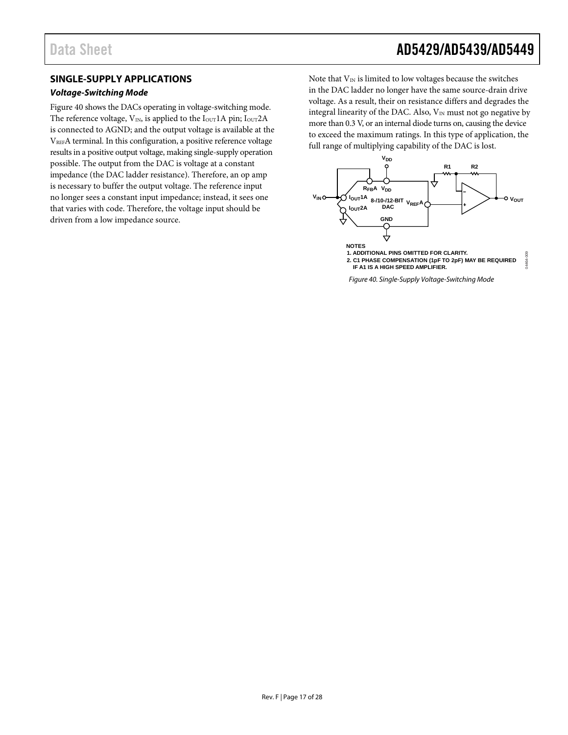## SINGLE-SUPPLY APPLICATIONS

### *Voltage-Switching Mode*

Figure 40 shows the DACs operating in voltage-switching mode. The reference voltage, $V_{IN}$, is applied to the $I_{OUT}1A$ pin; $I_{OUT}2A$ is connected to AGND; and the output voltage is available at the $V_{REF}A$ terminal. In this configuration, a positive reference voltage results in a positive output voltage, making single-supply operation possible. The output from the DAC is voltage at a constant impedance (the DAC ladder resistance). Therefore, an op amp is necessary to buffer the output voltage. The reference input no longer sees a constant input impedance; instead, it sees one that varies with code. Therefore, the voltage input should be driven from a low impedance source.

Note that $V_{IN}$ is limited to low voltages because the switches in the DAC ladder no longer have the same source-drain drive voltage. As a result, their on resistance differs and degrades the integral linearity of the DAC. Also, $V_{IN}$ must not go negative by more than 0.3 V, or an internal diode turns on, causing the device to exceed the maximum ratings. In this type of application, the full range of multiplying capability of the DAC is lost.

NOTES
1. ADDITIONAL PINS OMITTED FOR CLARITY.
2. C1 PHASE COMPENSATION (1pF TO 2pF) MAY BE REQUIRED IF A1 IS A HIGH SPEED AMPLIFIER.

*Figure 40. Single-Supply Voltage-Switching Mode*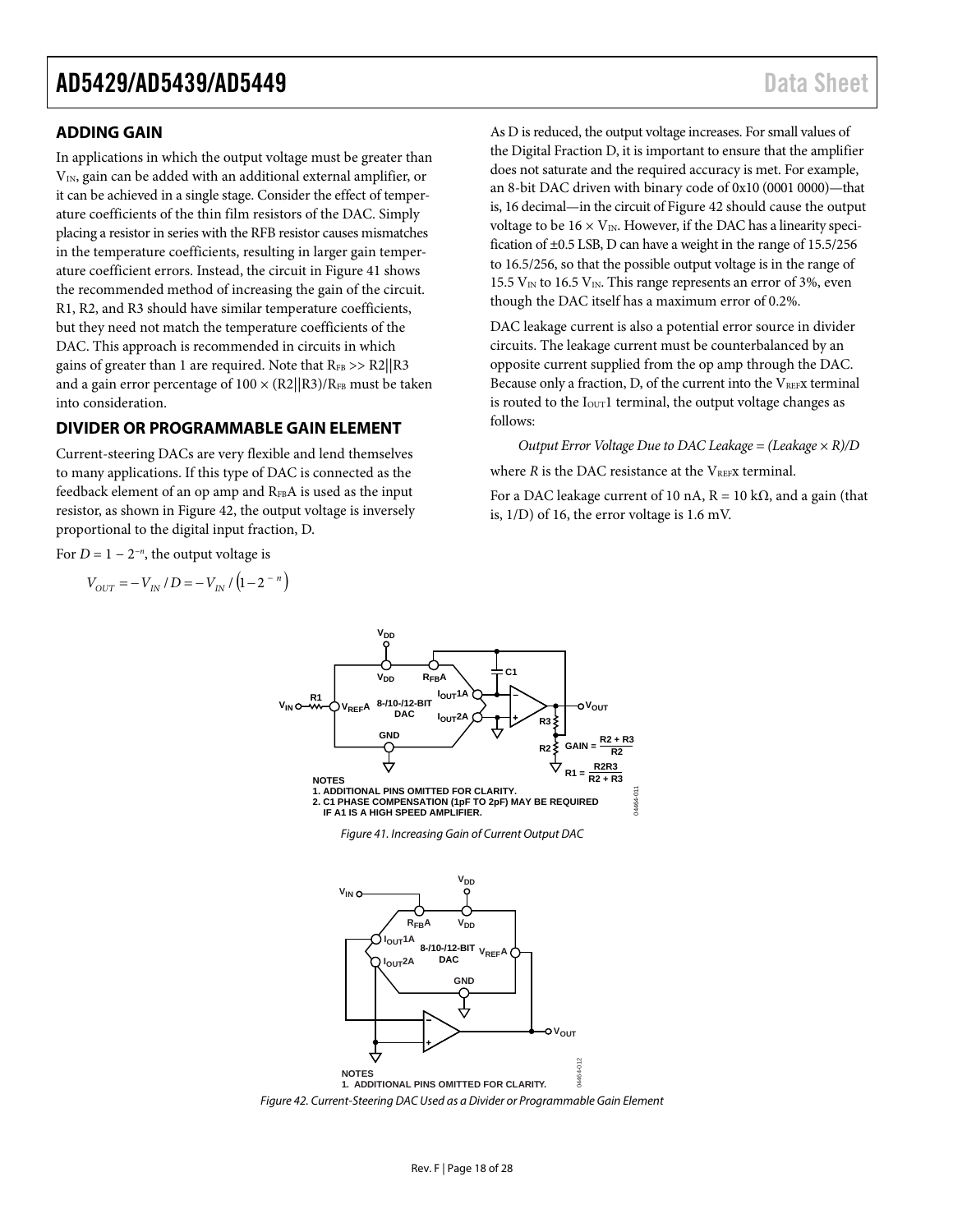## ADDING GAIN

In applications in which the output voltage must be greater than $V_{IN}$, gain can be added with an additional external amplifier, or it can be achieved in a single stage. Consider the effect of temperature coefficients of the thin film resistors of the DAC. Simply placing a resistor in series with the RFB resistor causes mismatches in the temperature coefficients, resulting in larger gain temperature coefficient errors. Instead, the circuit in Figure 41 shows the recommended method of increasing the gain of the circuit. R1, R2, and R3 should have similar temperature coefficients, but they need not match the temperature coefficients of the DAC. This approach is recommended in circuits in which gains of greater than 1 are required. Note that $R_{FB} >> R2||R3$ and a gain error percentage of $100 \times (R2||R3)/R_{FB}$ must be taken into consideration.

## DIVIDER OR PROGRAMMABLE GAIN ELEMENT

Current-steering DACs are very flexible and lend themselves to many applications. If this type of DAC is connected as the feedback element of an op amp and $R_{FB}A$ is used as the input resistor, as shown in Figure 42, the output voltage is inversely proportional to the digital input fraction, D.

For $D = 1 - 2^{-n}$, the output voltage is

$$V_{OUT} = -V_{IN}/D = -V_{IN}/\left(1 - 2^{-n}\right)$$

As D is reduced, the output voltage increases. For small values of the Digital Fraction D, it is important to ensure that the amplifier does not saturate and the required accuracy is met. For example, an 8-bit DAC driven with binary code of 0x10 (0001 0000)—that is, 16 decimal—in the circuit of Figure 42 should cause the output voltage to be $16 \times V_{IN}$. However, if the DAC has a linearity specification of ±0.5 LSB, D can have a weight in the range of 15.5/256 to 16.5/256, so that the possible output voltage is in the range of 15.5 $V_{IN}$ to 16.5 $V_{IN}$. This range represents an error of 3%, even though the DAC itself has a maximum error of 0.2%.

DAC leakage current is also a potential error source in divider circuits. The leakage current must be counterbalanced by an opposite current supplied from the op amp through the DAC. Because only a fraction, D, of the current into the $V_{REF}x$ terminal is routed to the $I_{OUT}1$ terminal, the output voltage changes as follows:

*Output Error Voltage Due to DAC Leakage = (Leakage × R)/D*

where *R* is the DAC resistance at the $V_{REF}x$ terminal.

For a DAC leakage current of 10 nA, R = 10 kΩ, and a gain (that is, 1/D) of 16, the error voltage is 1.6 mV.

NOTES
1. ADDITIONAL PINS OMITTED FOR CLARITY.
2. C1 PHASE COMPENSATION (1pF TO 2pF) MAY BE REQUIRED IF A1 IS A HIGH SPEED AMPLIFIER.

$$GAIN = \frac{R2 + R3}{R2} \qquad R1 = \frac{R2R3}{R2 + R3}$$

Figure 41. Increasing Gain of Current Output DAC

NOTES
1. ADDITIONAL PINS OMITTED FOR CLARITY.

Figure 42. Current-Steering DAC Used as a Divider or Programmable Gain Element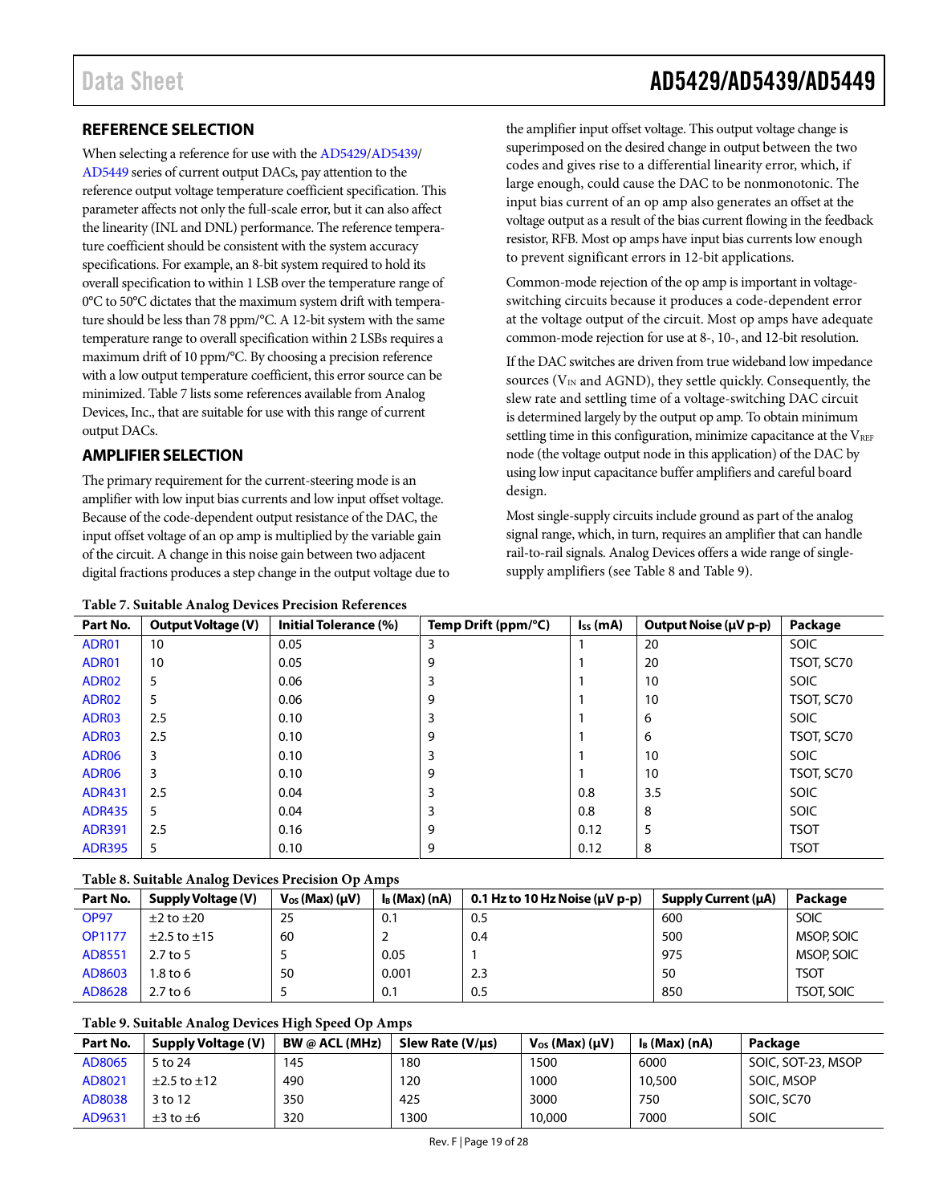## REFERENCE SELECTION

When selecting a reference for use with the AD5429/AD5439/AD5449 series of current output DACs, pay attention to the reference output voltage temperature coefficient specification. This parameter affects not only the full-scale error, but it can also affect the linearity (INL and DNL) performance. The reference temperature coefficient should be consistent with the system accuracy specifications. For example, an 8-bit system required to hold its overall specification to within 1 LSB over the temperature range of 0°C to 50°C dictates that the maximum system drift with temperature should be less than 78 ppm/°C. A 12-bit system with the same temperature range to overall specification within 2 LSBs requires a maximum drift of 10 ppm/°C. By choosing a precision reference with a low output temperature coefficient, this error source can be minimized. Table 7 lists some references available from Analog Devices, Inc., that are suitable for use with this range of current output DACs.

## AMPLIFIER SELECTION

The primary requirement for the current-steering mode is an amplifier with low input bias currents and low input offset voltage. Because of the code-dependent output resistance of the DAC, the input offset voltage of an op amp is multiplied by the variable gain of the circuit. A change in this noise gain between two adjacent digital fractions produces a step change in the output voltage due to the amplifier input offset voltage. This output voltage change is superimposed on the desired change in output between the two codes and gives rise to a differential linearity error, which, if large enough, could cause the DAC to be nonmonotonic. The input bias current of an op amp also generates an offset at the voltage output as a result of the bias current flowing in the feedback resistor, RFB. Most op amps have input bias currents low enough to prevent significant errors in 12-bit applications.

Common-mode rejection of the op amp is important in voltage-switching circuits because it produces a code-dependent error at the voltage output of the circuit. Most op amps have adequate common-mode rejection for use at 8-, 10-, and 12-bit resolution.

If the DAC switches are driven from true wideband low impedance sources ($V_{IN}$ and AGND), they settle quickly. Consequently, the slew rate and settling time of a voltage-switching DAC circuit is determined largely by the output op amp. To obtain minimum settling time in this configuration, minimize capacitance at the $V_{REF}$ node (the voltage output node in this application) of the DAC by using low input capacitance buffer amplifiers and careful board design.

Most single-supply circuits include ground as part of the analog signal range, which, in turn, requires an amplifier that can handle rail-to-rail signals. Analog Devices offers a wide range of single-supply amplifiers (see Table 8 and Table 9).

**Table 7. Suitable Analog Devices Precision References**

| Part No. | Output Voltage (V) | Initial Tolerance (%) | Temp Drift (ppm/°C) | $I_{SS}$ (mA) | Output Noise (μV p-p) | Package |
|---|---|---|---|---|---|---|
| ADR01 | 10 | 0.05 | 3 | 1 | 20 | SOIC |
| ADR01 | 10 | 0.05 | 9 | 1 | 20 | TSOT, SC70 |
| ADR02 | 5 | 0.06 | 3 | 1 | 10 | SOIC |
| ADR02 | 5 | 0.06 | 9 | 1 | 10 | TSOT, SC70 |
| ADR03 | 2.5 | 0.10 | 3 | 1 | 6 | SOIC |
| ADR03 | 2.5 | 0.10 | 9 | 1 | 6 | TSOT, SC70 |
| ADR06 | 3 | 0.10 | 3 | 1 | 10 | SOIC |
| ADR06 | 3 | 0.10 | 9 | 1 | 10 | TSOT, SC70 |
| ADR431 | 2.5 | 0.04 | 3 | 0.8 | 3.5 | SOIC |
| ADR435 | 5 | 0.04 | 3 | 0.8 | 8 | SOIC |
| ADR391 | 2.5 | 0.16 | 9 | 0.12 | 5 | TSOT |
| ADR395 | 5 | 0.10 | 9 | 0.12 | 8 | TSOT |

**Table 8. Suitable Analog Devices Precision Op Amps**

| Part No. | Supply Voltage (V) | $V_{OS}$ (Max) (μV) | $I_B$ (Max) (nA) | 0.1 Hz to 10 Hz Noise (μV p-p) | Supply Current (μA) | Package |
|---|---|---|---|---|---|---|
| OP97 | ±2 to ±20 | 25 | 0.1 | 0.5 | 600 | SOIC |
| OP1177 | ±2.5 to ±15 | 60 | 2 | 0.4 | 500 | MSOP, SOIC |
| AD8551 | 2.7 to 5 | 5 | 0.05 | 1 | 975 | MSOP, SOIC |
| AD8603 | 1.8 to 6 | 50 | 0.001 | 2.3 | 50 | TSOT |
| AD8628 | 2.7 to 6 | 5 | 0.1 | 0.5 | 850 | TSOT, SOIC |

**Table 9. Suitable Analog Devices High Speed Op Amps**

| Part No. | Supply Voltage (V) | BW @ ACL (MHz) | Slew Rate (V/μs) | $V_{OS}$ (Max) (μV) | $I_B$ (Max) (nA) | Package |
|---|---|---|---|---|---|---|
| AD8065 | 5 to 24 | 145 | 180 | 1500 | 6000 | SOIC, SOT-23, MSOP |
| AD8021 | ±2.5 to ±12 | 490 | 120 | 1000 | 10,500 | SOIC, MSOP |
| AD8038 | 3 to 12 | 350 | 425 | 3000 | 750 | SOIC, SC70 |
| AD9631 | ±3 to ±6 | 320 | 1300 | 10,000 | 7000 | SOIC |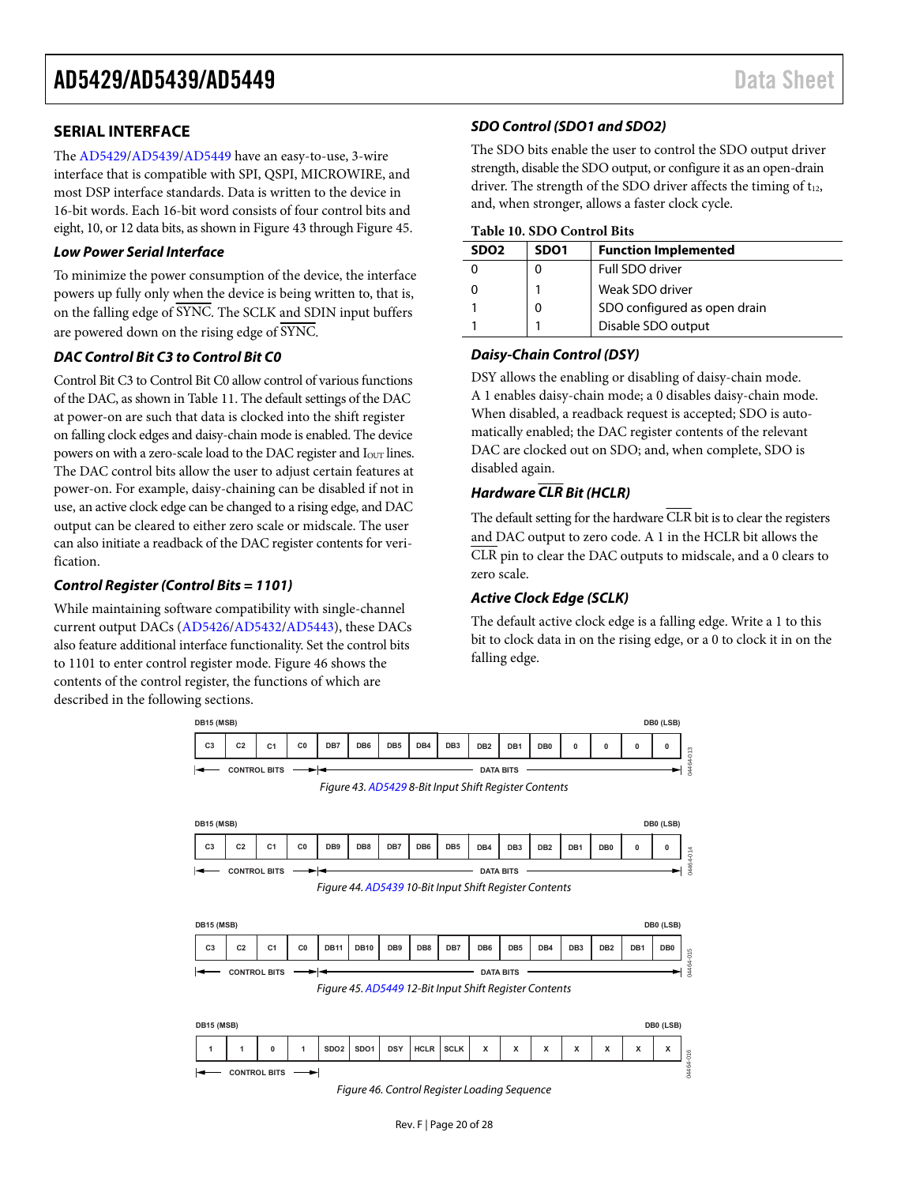## SERIAL INTERFACE

The AD5429/AD5439/AD5449 have an easy-to-use, 3-wire interface that is compatible with SPI, QSPI, MICROWIRE, and most DSP interface standards. Data is written to the device in 16-bit words. Each 16-bit word consists of four control bits and eight, 10, or 12 data bits, as shown in Figure 43 through Figure 45.

### Low Power Serial Interface

To minimize the power consumption of the device, the interface powers up fully only when the device is being written to, that is, on the falling edge of $\overline{\text{SYNC}}$. The SCLK and SDIN input buffers are powered down on the rising edge of $\overline{\text{SYNC}}$.

### DAC Control Bit C3 to Control Bit C0

Control Bit C3 to Control Bit C0 allow control of various functions of the DAC, as shown in Table 11. The default settings of the DAC at power-on are such that data is clocked into the shift register on falling clock edges and daisy-chain mode is enabled. The device powers on with a zero-scale load to the DAC register and $I_{OUT}$ lines. The DAC control bits allow the user to adjust certain features at power-on. For example, daisy-chaining can be disabled if not in use, an active clock edge can be changed to a rising edge, and DAC output can be cleared to either zero scale or midscale. The user can also initiate a readback of the DAC register contents for verification.

### Control Register (Control Bits = 1101)

While maintaining software compatibility with single-channel current output DACs (AD5426/AD5432/AD5443), these DACs also feature additional interface functionality. Set the control bits to 1101 to enter control register mode. Figure 46 shows the contents of the control register, the functions of which are described in the following sections.

### SDO Control (SDO1 and SDO2)

The SDO bits enable the user to control the SDO output driver strength, disable the SDO output, or configure it as an open-drain driver. The strength of the SDO driver affects the timing of $t_{12}$, and, when stronger, allows a faster clock cycle.

**Table 10. SDO Control Bits**

| SDO2 | SDO1 | Function Implemented |
|---|---|---|
| 0 | 0 | Full SDO driver |
| 0 | 1 | Weak SDO driver |
| 1 | 0 | SDO configured as open drain |
| 1 | 1 | Disable SDO output |

### Daisy-Chain Control (DSY)

DSY allows the enabling or disabling of daisy-chain mode. A 1 enables daisy-chain mode; a 0 disables daisy-chain mode. When disabled, a readback request is accepted; SDO is automatically enabled; the DAC register contents of the relevant DAC are clocked out on SDO; and, when complete, SDO is disabled again.

### Hardware $\overline{\text{CLR}}$ Bit (HCLR)

The default setting for the hardware $\overline{\text{CLR}}$ bit is to clear the registers and DAC output to zero code. A 1 in the HCLR bit allows the $\overline{\text{CLR}}$ pin to clear the DAC outputs to midscale, and a 0 clears to zero scale.

### Active Clock Edge (SCLK)

The default active clock edge is a falling edge. Write a 1 to this bit to clock data in on the rising edge, or a 0 to clock it in on the falling edge.

| DB15 (MSB) | | | | | | | | | | | | | | | DB0 (LSB) |
|---|---|---|---|---|---|---|---|---|---|---|---|---|---|---|---|
| C3 | C2 | C1 | C0 | DB7 | DB6 | DB5 | DB4 | DB3 | DB2 | DB1 | DB0 | 0 | 0 | 0 | 0 |
| CONTROL BITS | | | | DATA BITS | | | | | | | | | | | |

Figure 43. AD5429 8-Bit Input Shift Register Contents

| DB15 (MSB) | | | | | | | | | | | | | | | DB0 (LSB) |
|---|---|---|---|---|---|---|---|---|---|---|---|---|---|---|---|
| C3 | C2 | C1 | C0 | DB9 | DB8 | DB7 | DB6 | DB5 | DB4 | DB3 | DB2 | DB1 | DB0 | 0 | 0 |
| CONTROL BITS | | | | DATA BITS | | | | | | | | | | | |

Figure 44. AD5439 10-Bit Input Shift Register Contents

| DB15 (MSB) | | | | | | | | | | | | | | | DB0 (LSB) |
|---|---|---|---|---|---|---|---|---|---|---|---|---|---|---|---|
| C3 | C2 | C1 | C0 | DB11 | DB10 | DB9 | DB8 | DB7 | DB6 | DB5 | DB4 | DB3 | DB2 | DB1 | DB0 |
| CONTROL BITS | | | | DATA BITS | | | | | | | | | | | |

Figure 45. AD5449 12-Bit Input Shift Register Contents

| DB15 (MSB) | | | | | | | | | | | | | | | DB0 (LSB) |
|---|---|---|---|---|---|---|---|---|---|---|---|---|---|---|---|
| 1 | 1 | 0 | 1 | SDO2 | SDO1 | DSY | HCLR | SCLK | X | X | X | X | X | X | X |
| CONTROL BITS | | | | | | | | | | | | | | | |

Figure 46. Control Register Loading Sequence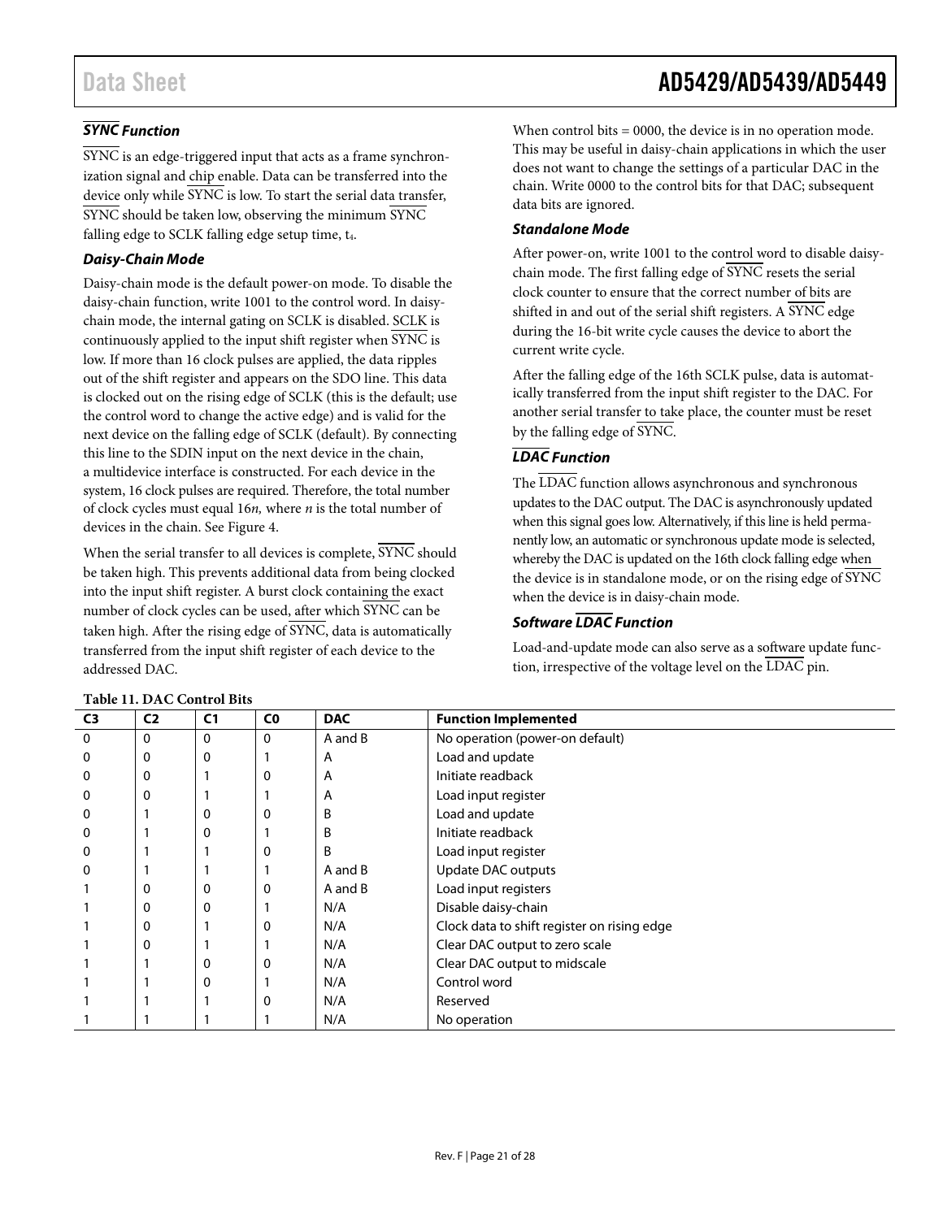### SYNC Function

SYNC is an edge-triggered input that acts as a frame synchronization signal and chip enable. Data can be transferred into the device only while SYNC is low. To start the serial data transfer, SYNC should be taken low, observing the minimum SYNC falling edge to SCLK falling edge setup time, $t_4$.

### Daisy-Chain Mode

Daisy-chain mode is the default power-on mode. To disable the daisy-chain function, write 1001 to the control word. In daisy-chain mode, the internal gating on SCLK is disabled. SCLK is continuously applied to the input shift register when SYNC is low. If more than 16 clock pulses are applied, the data ripples out of the shift register and appears on the SDO line. This data is clocked out on the rising edge of SCLK (this is the default; use the control word to change the active edge) and is valid for the next device on the falling edge of SCLK (default). By connecting this line to the SDIN input on the next device in the chain, a multidevice interface is constructed. For each device in the system, 16 clock pulses are required. Therefore, the total number of clock cycles must equal 16*n,* where *n* is the total number of devices in the chain. See Figure 4.

When the serial transfer to all devices is complete, SYNC should be taken high. This prevents additional data from being clocked into the input shift register. A burst clock containing the exact number of clock cycles can be used, after which SYNC can be taken high. After the rising edge of SYNC, data is automatically transferred from the input shift register of each device to the addressed DAC.

When control bits = 0000, the device is in no operation mode. This may be useful in daisy-chain applications in which the user does not want to change the settings of a particular DAC in the chain. Write 0000 to the control bits for that DAC; subsequent data bits are ignored.

### Standalone Mode

After power-on, write 1001 to the control word to disable daisy-chain mode. The first falling edge of SYNC resets the serial clock counter to ensure that the correct number of bits are shifted in and out of the serial shift registers. A SYNC edge during the 16-bit write cycle causes the device to abort the current write cycle.

After the falling edge of the 16th SCLK pulse, data is automatically transferred from the input shift register to the DAC. For another serial transfer to take place, the counter must be reset by the falling edge of SYNC.

### LDAC Function

The LDAC function allows asynchronous and synchronous updates to the DAC output. The DAC is asynchronously updated when this signal goes low. Alternatively, if this line is held permanently low, an automatic or synchronous update mode is selected, whereby the DAC is updated on the 16th clock falling edge when the device is in standalone mode, or on the rising edge of SYNC when the device is in daisy-chain mode.

### Software LDAC Function

Load-and-update mode can also serve as a software update function, irrespective of the voltage level on the LDAC pin.

**Table 11. DAC Control Bits**

| C3 | C2 | C1 | C0 | DAC | Function Implemented |
|---|---|---|---|---|---|
| 0 | 0 | 0 | 0 | A and B | No operation (power-on default) |
| 0 | 0 | 0 | 1 | A | Load and update |
| 0 | 0 | 1 | 0 | A | Initiate readback |
| 0 | 0 | 1 | 1 | A | Load input register |
| 0 | 1 | 0 | 0 | B | Load and update |
| 0 | 1 | 0 | 1 | B | Initiate readback |
| 0 | 1 | 1 | 0 | B | Load input register |
| 0 | 1 | 1 | 1 | A and B | Update DAC outputs |
| 1 | 0 | 0 | 0 | A and B | Load input registers |
| 1 | 0 | 0 | 1 | N/A | Disable daisy-chain |
| 1 | 0 | 1 | 0 | N/A | Clock data to shift register on rising edge |
| 1 | 0 | 1 | 1 | N/A | Clear DAC output to zero scale |
| 1 | 1 | 0 | 0 | N/A | Clear DAC output to midscale |
| 1 | 1 | 0 | 1 | N/A | Control word |
| 1 | 1 | 1 | 0 | N/A | Reserved |
| 1 | 1 | 1 | 1 | N/A | No operation |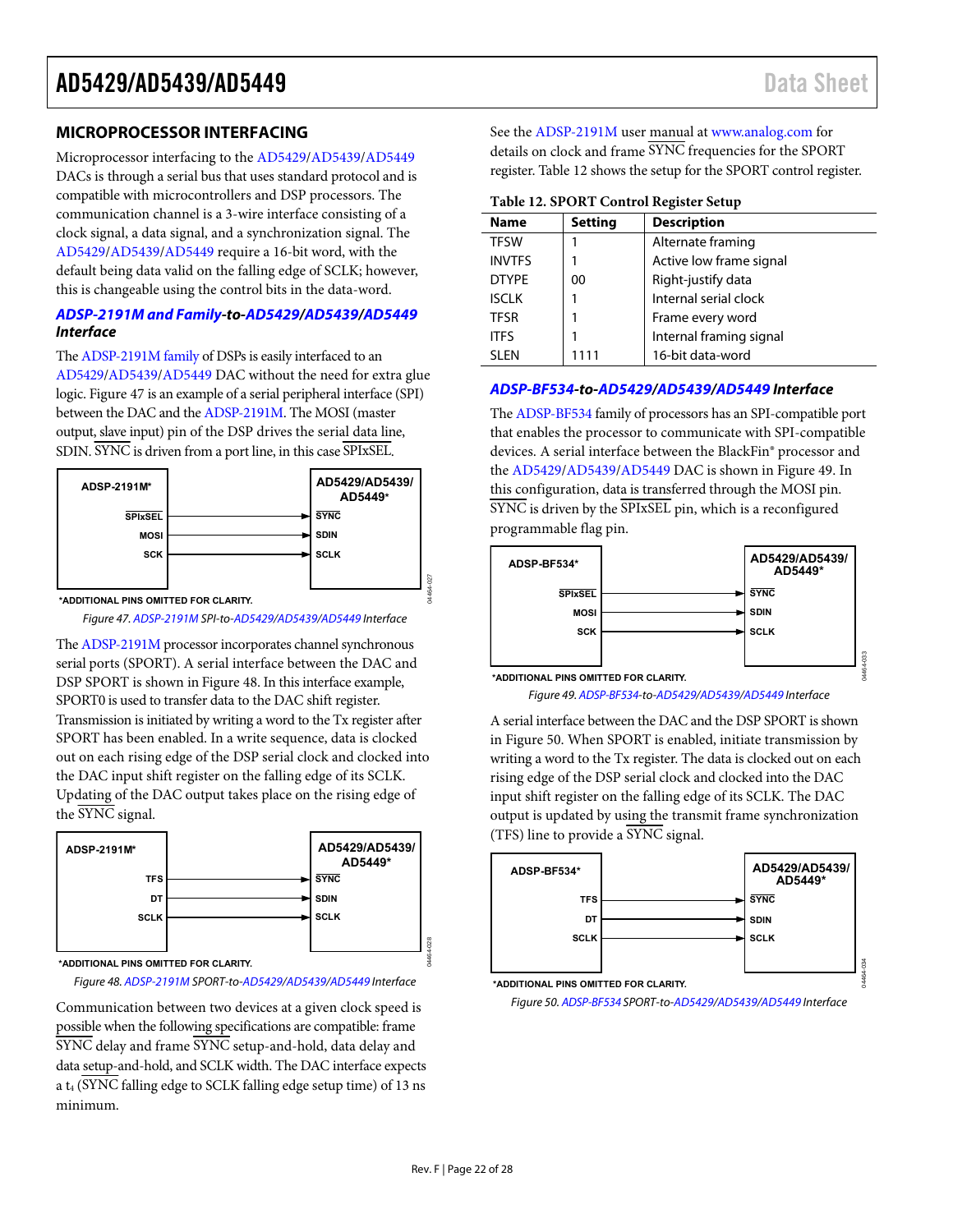## MICROPROCESSOR INTERFACING

Microprocessor interfacing to the AD5429/AD5439/AD5449 DACs is through a serial bus that uses standard protocol and is compatible with microcontrollers and DSP processors. The communication channel is a 3-wire interface consisting of a clock signal, a data signal, and a synchronization signal. The AD5429/AD5439/AD5449 require a 16-bit word, with the default being data valid on the falling edge of SCLK; however, this is changeable using the control bits in the data-word.

### ADSP-2191M and Family-to-AD5429/AD5439/AD5449 Interface

The ADSP-2191M family of DSPs is easily interfaced to an AD5429/AD5439/AD5449 DAC without the need for extra glue logic. Figure 47 is an example of a serial peripheral interface (SPI) between the DAC and the ADSP-2191M. The MOSI (master output, slave input) pin of the DSP drives the serial data line, SDIN. SYNC is driven from a port line, in this case SPIxSEL.

ADSP-2191M*: SPIxSEL → AD5429/AD5439/AD5449*: SYNC; MOSI → SDIN; SCK → SCLK

*ADDITIONAL PINS OMITTED FOR CLARITY.

Figure 47. ADSP-2191M SPI-to-AD5429/AD5439/AD5449 Interface

The ADSP-2191M processor incorporates channel synchronous serial ports (SPORT). A serial interface between the DAC and DSP SPORT is shown in Figure 48. In this interface example, SPORT0 is used to transfer data to the DAC shift register. Transmission is initiated by writing a word to the Tx register after SPORT has been enabled. In a write sequence, data is clocked out on each rising edge of the DSP serial clock and clocked into the DAC input shift register on the falling edge of its SCLK. Updating of the DAC output takes place on the rising edge of the SYNC signal.

ADSP-2191M*: TFS → AD5429/AD5439/AD5449*: SYNC; DT → SDIN; SCLK → SCLK

*ADDITIONAL PINS OMITTED FOR CLARITY.

Figure 48. ADSP-2191M SPORT-to-AD5429/AD5439/AD5449 Interface

Communication between two devices at a given clock speed is possible when the following specifications are compatible: frame SYNC delay and frame SYNC setup-and-hold, data delay and data setup-and-hold, and SCLK width. The DAC interface expects a $t_4$ (SYNC falling edge to SCLK falling edge setup time) of 13 ns minimum.

See the ADSP-2191M user manual at www.analog.com for details on clock and frame SYNC frequencies for the SPORT register. Table 12 shows the setup for the SPORT control register.

**Table 12. SPORT Control Register Setup**

| Name | Setting | Description |
|---|---|---|
| TFSW | 1 | Alternate framing |
| INVTFS | 1 | Active low frame signal |
| DTYPE | 00 | Right-justify data |
| ISCLK | 1 | Internal serial clock |
| TFSR | 1 | Frame every word |
| ITFS | 1 | Internal framing signal |
| SLEN | 1111 | 16-bit data-word |

### ADSP-BF534-to-AD5429/AD5439/AD5449 Interface

The ADSP-BF534 family of processors has an SPI-compatible port that enables the processor to communicate with SPI-compatible devices. A serial interface between the BlackFin® processor and the AD5429/AD5439/AD5449 DAC is shown in Figure 49. In this configuration, data is transferred through the MOSI pin. SYNC is driven by the SPIxSEL pin, which is a reconfigured programmable flag pin.

ADSP-BF534*: SPIxSEL → AD5429/AD5439/AD5449*: SYNC; MOSI → SDIN; SCK → SCLK

*ADDITIONAL PINS OMITTED FOR CLARITY.

Figure 49. ADSP-BF534-to-AD5429/AD5439/AD5449 Interface

A serial interface between the DAC and the DSP SPORT is shown in Figure 50. When SPORT is enabled, initiate transmission by writing a word to the Tx register. The data is clocked out on each rising edge of the DSP serial clock and clocked into the DAC input shift register on the falling edge of its SCLK. The DAC output is updated by using the transmit frame synchronization (TFS) line to provide a SYNC signal.

ADSP-BF534*: TFS → AD5429/AD5439/AD5449*: SYNC; DT → SDIN; SCLK → SCLK

*ADDITIONAL PINS OMITTED FOR CLARITY.

Figure 50. ADSP-BF534 SPORT-to-AD5429/AD5439/AD5449 Interface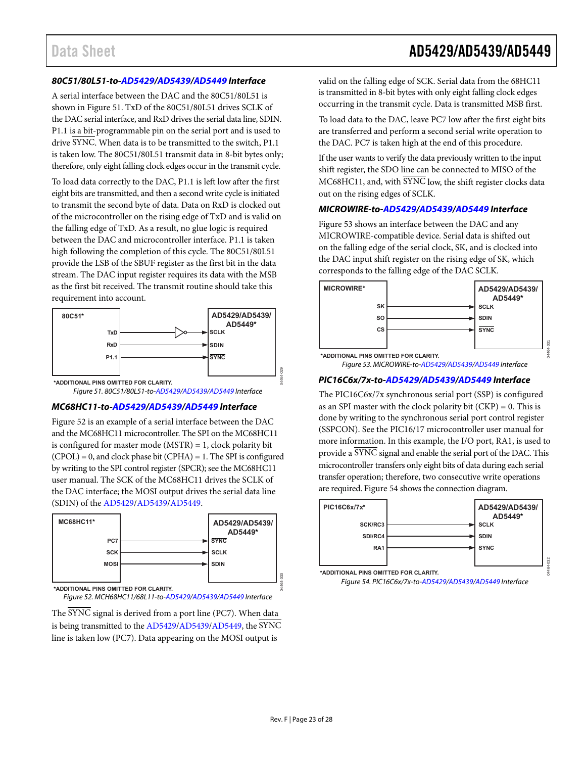### 80C51/80L51-to-AD5429/AD5439/AD5449 Interface

A serial interface between the DAC and the 80C51/80L51 is shown in Figure 51. TxD of the 80C51/80L51 drives SCLK of the DAC serial interface, and RxD drives the serial data line, SDIN. P1.1 is a bit-programmable pin on the serial port and is used to drive SYNC. When data is to be transmitted to the switch, P1.1 is taken low. The 80C51/80L51 transmit data in 8-bit bytes only; therefore, only eight falling clock edges occur in the transmit cycle.

To load data correctly to the DAC, P1.1 is left low after the first eight bits are transmitted, and then a second write cycle is initiated to transmit the second byte of data. Data on RxD is clocked out of the microcontroller on the rising edge of TxD and is valid on the falling edge of TxD. As a result, no glue logic is required between the DAC and microcontroller interface. P1.1 is taken high following the completion of this cycle. The 80C51/80L51 provide the LSB of the SBUF register as the first bit in the data stream. The DAC input register requires its data with the MSB as the first bit received. The transmit routine should take this requirement into account.

*ADDITIONAL PINS OMITTED FOR CLARITY.

*Figure 51. 80C51/80L51-to-AD5429/AD5439/AD5449 Interface*

### MC68HC11-to-AD5429/AD5439/AD5449 Interface

Figure 52 is an example of a serial interface between the DAC and the MC68HC11 microcontroller. The SPI on the MC68HC11 is configured for master mode (MSTR) = 1, clock polarity bit (CPOL) = 0, and clock phase bit (CPHA) = 1. The SPI is configured by writing to the SPI control register (SPCR); see the MC68HC11 user manual. The SCK of the MC68HC11 drives the SCLK of the DAC interface; the MOSI output drives the serial data line (SDIN) of the AD5429/AD5439/AD5449.

*ADDITIONAL PINS OMITTED FOR CLARITY.

*Figure 52. MCH68HC11/68L11-to-AD5429/AD5439/AD5449 Interface*

The SYNC signal is derived from a port line (PC7). When data is being transmitted to the AD5429/AD5439/AD5449, the SYNC line is taken low (PC7). Data appearing on the MOSI output is valid on the falling edge of SCK. Serial data from the 68HC11 is transmitted in 8-bit bytes with only eight falling clock edges occurring in the transmit cycle. Data is transmitted MSB first.

To load data to the DAC, leave PC7 low after the first eight bits are transferred and perform a second serial write operation to the DAC. PC7 is taken high at the end of this procedure.

If the user wants to verify the data previously written to the input shift register, the SDO line can be connected to MISO of the MC68HC11, and, with SYNC low, the shift register clocks data out on the rising edges of SCLK.

### MICROWIRE-to-AD5429/AD5439/AD5449 Interface

Figure 53 shows an interface between the DAC and any MICROWIRE-compatible device. Serial data is shifted out on the falling edge of the serial clock, SK, and is clocked into the DAC input shift register on the rising edge of SK, which corresponds to the falling edge of the DAC SCLK.

*ADDITIONAL PINS OMITTED FOR CLARITY.

*Figure 53. MICROWIRE-to-AD5429/AD5439/AD5449 Interface*

### PIC16C6x/7x-to-AD5429/AD5439/AD5449 Interface

The PIC16C6x/7x synchronous serial port (SSP) is configured as an SPI master with the clock polarity bit (CKP) = 0. This is done by writing to the synchronous serial port control register (SSPCON). See the PIC16/17 microcontroller user manual for more information. In this example, the I/O port, RA1, is used to provide a SYNC signal and enable the serial port of the DAC. This microcontroller transfers only eight bits of data during each serial transfer operation; therefore, two consecutive write operations are required. Figure 54 shows the connection diagram.

*ADDITIONAL PINS OMITTED FOR CLARITY.

*Figure 54. PIC16C6x/7x-to-AD5429/AD5439/AD5449 Interface*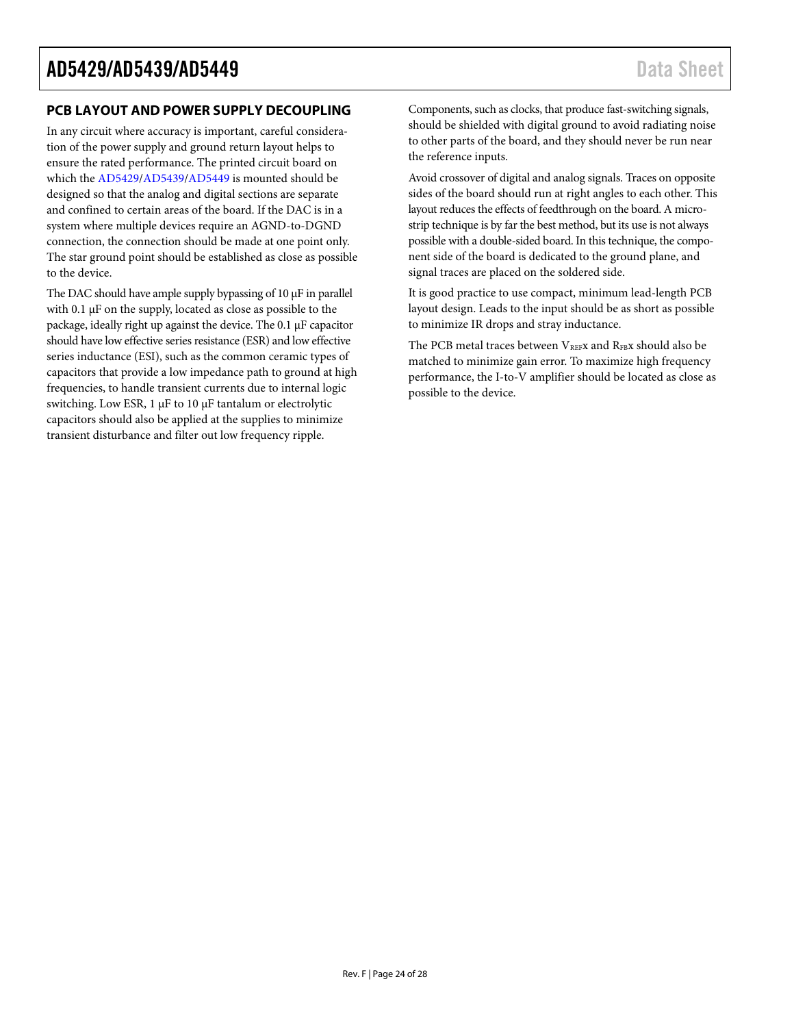## PCB LAYOUT AND POWER SUPPLY DECOUPLING

In any circuit where accuracy is important, careful consideration of the power supply and ground return layout helps to ensure the rated performance. The printed circuit board on which the AD5429/AD5439/AD5449 is mounted should be designed so that the analog and digital sections are separate and confined to certain areas of the board. If the DAC is in a system where multiple devices require an AGND-to-DGND connection, the connection should be made at one point only. The star ground point should be established as close as possible to the device.

The DAC should have ample supply bypassing of 10 μF in parallel with 0.1 μF on the supply, located as close as possible to the package, ideally right up against the device. The 0.1 μF capacitor should have low effective series resistance (ESR) and low effective series inductance (ESI), such as the common ceramic types of capacitors that provide a low impedance path to ground at high frequencies, to handle transient currents due to internal logic switching. Low ESR, 1 μF to 10 μF tantalum or electrolytic capacitors should also be applied at the supplies to minimize transient disturbance and filter out low frequency ripple.

Components, such as clocks, that produce fast-switching signals, should be shielded with digital ground to avoid radiating noise to other parts of the board, and they should never be run near the reference inputs.

Avoid crossover of digital and analog signals. Traces on opposite sides of the board should run at right angles to each other. This layout reduces the effects of feedthrough on the board. A microstrip technique is by far the best method, but its use is not always possible with a double-sided board. In this technique, the component side of the board is dedicated to the ground plane, and signal traces are placed on the soldered side.

It is good practice to use compact, minimum lead-length PCB layout design. Leads to the input should be as short as possible to minimize IR drops and stray inductance.

The PCB metal traces between $V_{REF}x$ and $R_{FB}x$ should also be matched to minimize gain error. To maximize high frequency performance, the I-to-V amplifier should be located as close as possible to the device.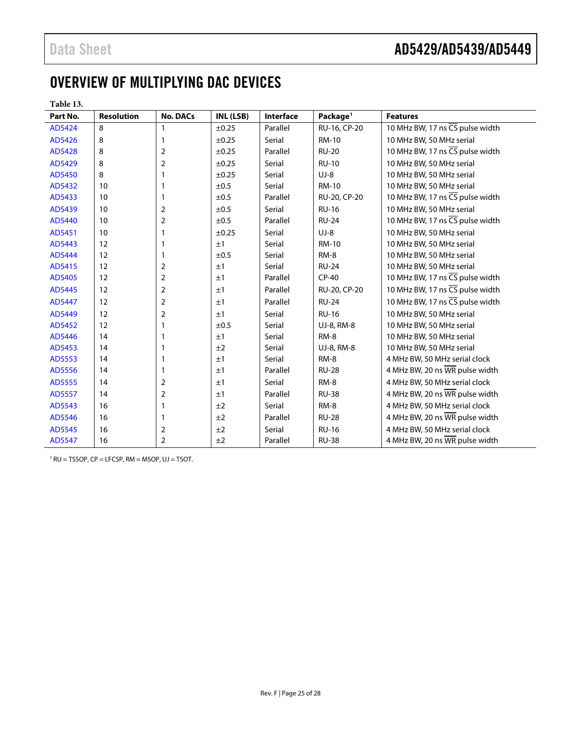# OVERVIEW OF MULTIPLYING DAC DEVICES

**Table 13.**

| Part No. | Resolution | No. DACs | INL (LSB) | Interface | Package[1] | Features |
|---|---|---|---|---|---|---|
| AD5424 | 8 | 1 | ±0.25 | Parallel | RU-16, CP-20 | 10 MHz BW, 17 ns $\overline{CS}$ pulse width |
| AD5426 | 8 | 1 | ±0.25 | Serial | RM-10 | 10 MHz BW, 50 MHz serial |
| AD5428 | 8 | 2 | ±0.25 | Parallel | RU-20 | 10 MHz BW, 17 ns $\overline{CS}$ pulse width |
| AD5429 | 8 | 2 | ±0.25 | Serial | RU-10 | 10 MHz BW, 50 MHz serial |
| AD5450 | 8 | 1 | ±0.25 | Serial | UJ-8 | 10 MHz BW, 50 MHz serial |
| AD5432 | 10 | 1 | ±0.5 | Serial | RM-10 | 10 MHz BW, 50 MHz serial |
| AD5433 | 10 | 1 | ±0.5 | Parallel | RU-20, CP-20 | 10 MHz BW, 17 ns $\overline{CS}$ pulse width |
| AD5439 | 10 | 2 | ±0.5 | Serial | RU-16 | 10 MHz BW, 50 MHz serial |
| AD5440 | 10 | 2 | ±0.5 | Parallel | RU-24 | 10 MHz BW, 17 ns $\overline{CS}$ pulse width |
| AD5451 | 10 | 1 | ±0.25 | Serial | UJ-8 | 10 MHz BW, 50 MHz serial |
| AD5443 | 12 | 1 | ±1 | Serial | RM-10 | 10 MHz BW, 50 MHz serial |
| AD5444 | 12 | 1 | ±0.5 | Serial | RM-8 | 10 MHz BW, 50 MHz serial |
| AD5415 | 12 | 2 | ±1 | Serial | RU-24 | 10 MHz BW, 50 MHz serial |
| AD5405 | 12 | 2 | ±1 | Parallel | CP-40 | 10 MHz BW, 17 ns $\overline{CS}$ pulse width |
| AD5445 | 12 | 2 | ±1 | Parallel | RU-20, CP-20 | 10 MHz BW, 17 ns $\overline{CS}$ pulse width |
| AD5447 | 12 | 2 | ±1 | Parallel | RU-24 | 10 MHz BW, 17 ns $\overline{CS}$ pulse width |
| AD5449 | 12 | 2 | ±1 | Serial | RU-16 | 10 MHz BW, 50 MHz serial |
| AD5452 | 12 | 1 | ±0.5 | Serial | UJ-8, RM-8 | 10 MHz BW, 50 MHz serial |
| AD5446 | 14 | 1 | ±1 | Serial | RM-8 | 10 MHz BW, 50 MHz serial |
| AD5453 | 14 | 1 | ±2 | Serial | UJ-8, RM-8 | 10 MHz BW, 50 MHz serial |
| AD5553 | 14 | 1 | ±1 | Serial | RM-8 | 4 MHz BW, 50 MHz serial clock |
| AD5556 | 14 | 1 | ±1 | Parallel | RU-28 | 4 MHz BW, 20 ns $\overline{WR}$ pulse width |
| AD5555 | 14 | 2 | ±1 | Serial | RM-8 | 4 MHz BW, 50 MHz serial clock |
| AD5557 | 14 | 2 | ±1 | Parallel | RU-38 | 4 MHz BW, 20 ns $\overline{WR}$ pulse width |
| AD5543 | 16 | 1 | ±2 | Serial | RM-8 | 4 MHz BW, 50 MHz serial clock |
| AD5546 | 16 | 1 | ±2 | Parallel | RU-28 | 4 MHz BW, 20 ns $\overline{WR}$ pulse width |
| AD5545 | 16 | 2 | ±2 | Serial | RU-16 | 4 MHz BW, 50 MHz serial clock |
| AD5547 | 16 | 2 | ±2 | Parallel | RU-38 | 4 MHz BW, 20 ns $\overline{WR}$ pulse width |

[1] RU = TSSOP, CP = LFCSP, RM = MSOP, UJ = TSOT.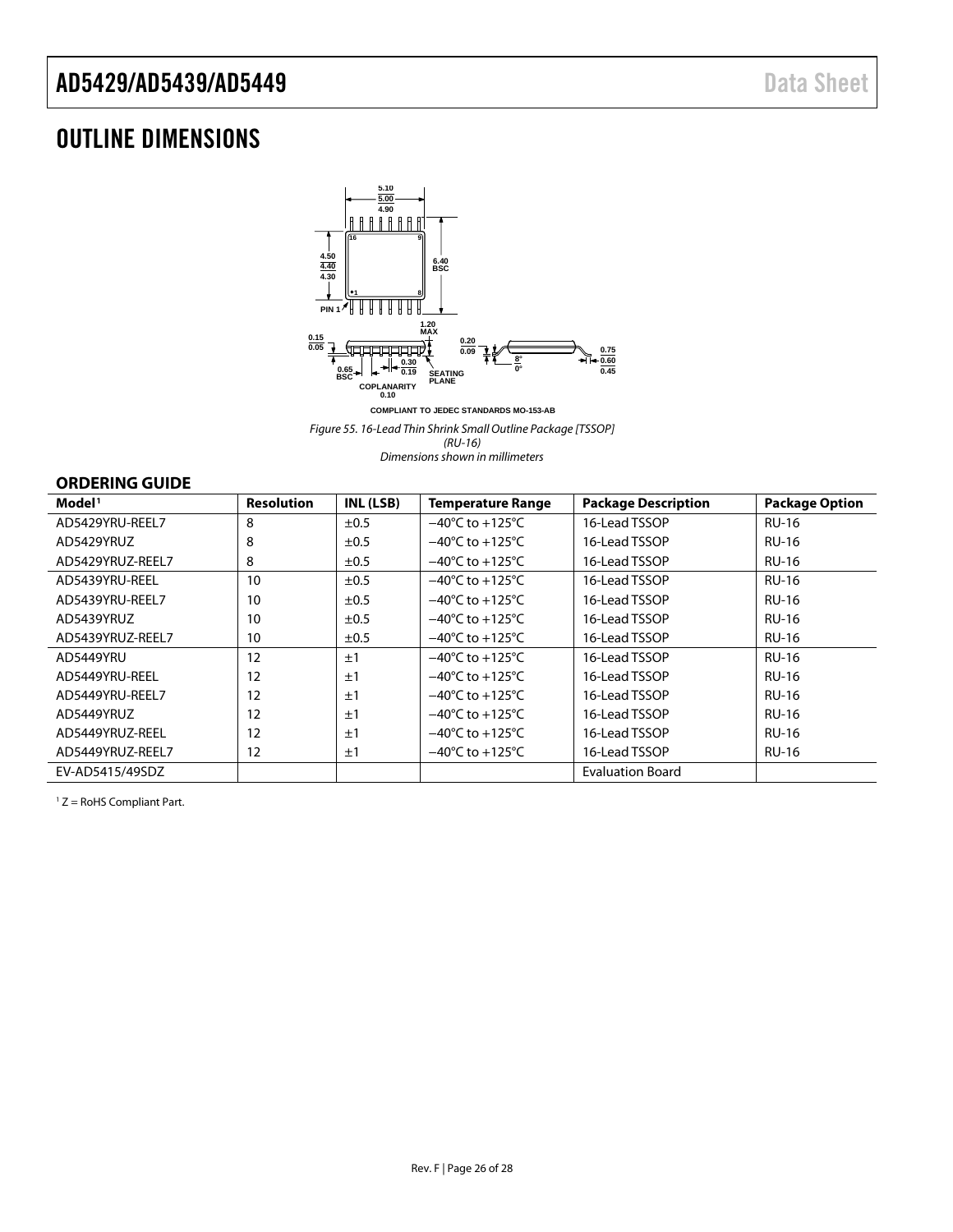# OUTLINE DIMENSIONS

COMPLIANT TO JEDEC STANDARDS MO-153-AB

*Figure 55. 16-Lead Thin Shrink Small Outline Package [TSSOP] (RU-16) Dimensions shown in millimeters*

## ORDERING GUIDE

| Model[1] | Resolution | INL (LSB) | Temperature Range | Package Description | Package Option |
|---|---|---|---|---|---|
| AD5429YRU-REEL7 | 8 | ±0.5 | −40°C to +125°C | 16-Lead TSSOP | RU-16 |
| AD5429YRUZ | 8 | ±0.5 | −40°C to +125°C | 16-Lead TSSOP | RU-16 |
| AD5429YRUZ-REEL7 | 8 | ±0.5 | −40°C to +125°C | 16-Lead TSSOP | RU-16 |
| AD5439YRU-REEL | 10 | ±0.5 | −40°C to +125°C | 16-Lead TSSOP | RU-16 |
| AD5439YRU-REEL7 | 10 | ±0.5 | −40°C to +125°C | 16-Lead TSSOP | RU-16 |
| AD5439YRUZ | 10 | ±0.5 | −40°C to +125°C | 16-Lead TSSOP | RU-16 |
| AD5439YRUZ-REEL7 | 10 | ±0.5 | −40°C to +125°C | 16-Lead TSSOP | RU-16 |
| AD5449YRU | 12 | ±1 | −40°C to +125°C | 16-Lead TSSOP | RU-16 |
| AD5449YRU-REEL | 12 | ±1 | −40°C to +125°C | 16-Lead TSSOP | RU-16 |
| AD5449YRU-REEL7 | 12 | ±1 | −40°C to +125°C | 16-Lead TSSOP | RU-16 |
| AD5449YRUZ | 12 | ±1 | −40°C to +125°C | 16-Lead TSSOP | RU-16 |
| AD5449YRUZ-REEL | 12 | ±1 | −40°C to +125°C | 16-Lead TSSOP | RU-16 |
| AD5449YRUZ-REEL7 | 12 | ±1 | −40°C to +125°C | 16-Lead TSSOP | RU-16 |
| EV-AD5415/49SDZ | | | | Evaluation Board | |

[1] Z = RoHS Compliant Part.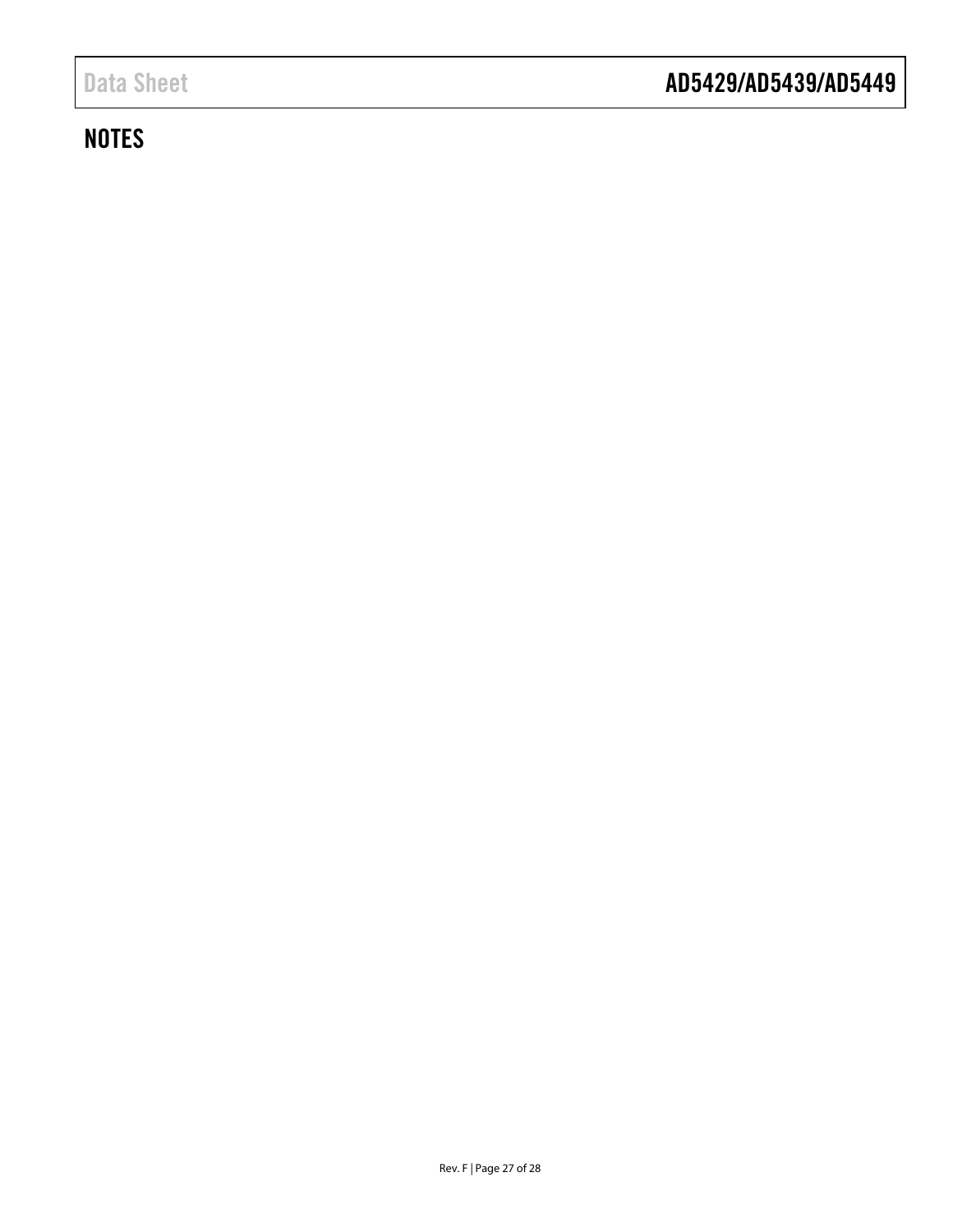## NOTES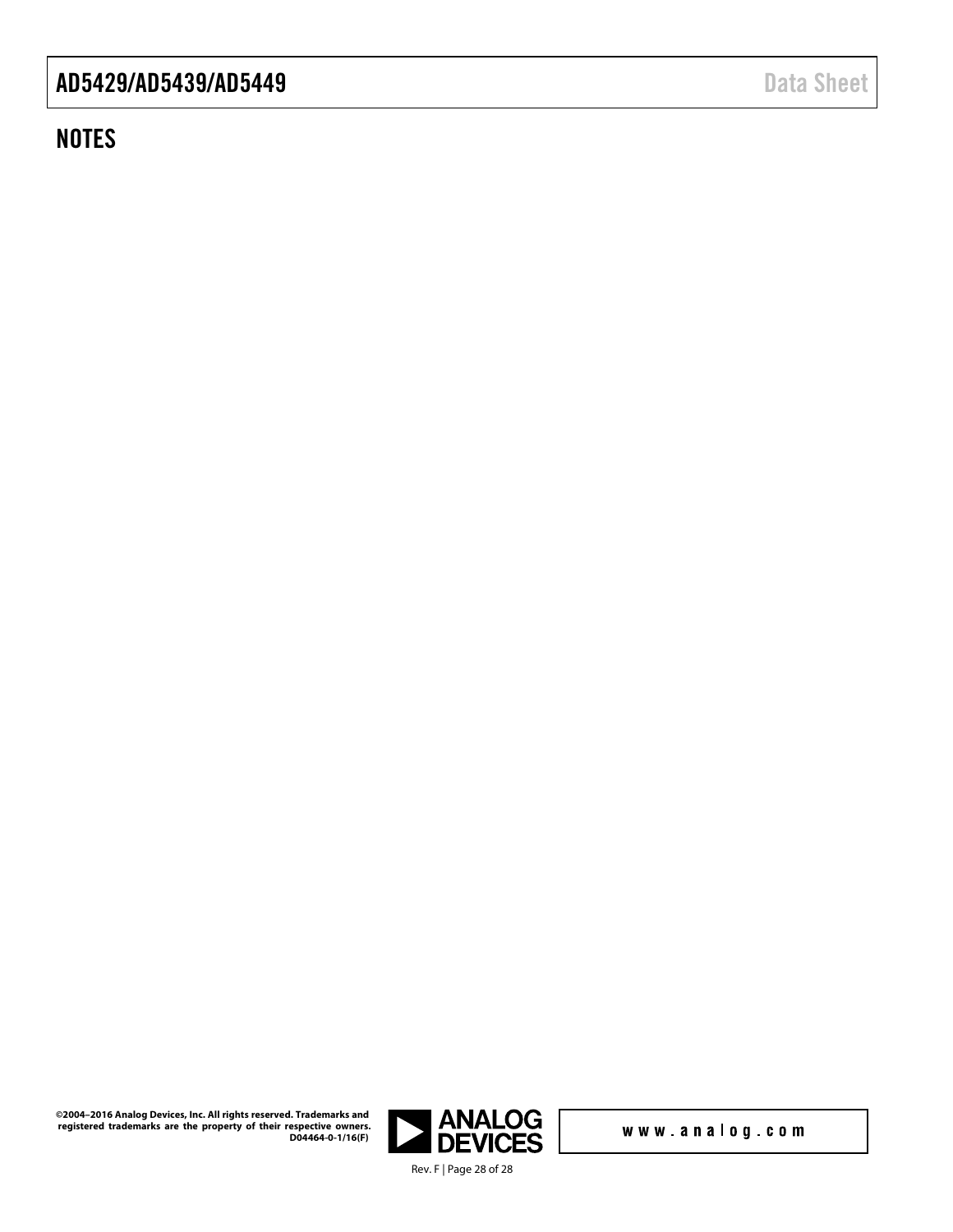## NOTES

©2004–2016 Analog Devices, Inc. All rights reserved. Trademarks and registered trademarks are the property of their respective owners.
D04464-0-1/16(F)

www.analog.com